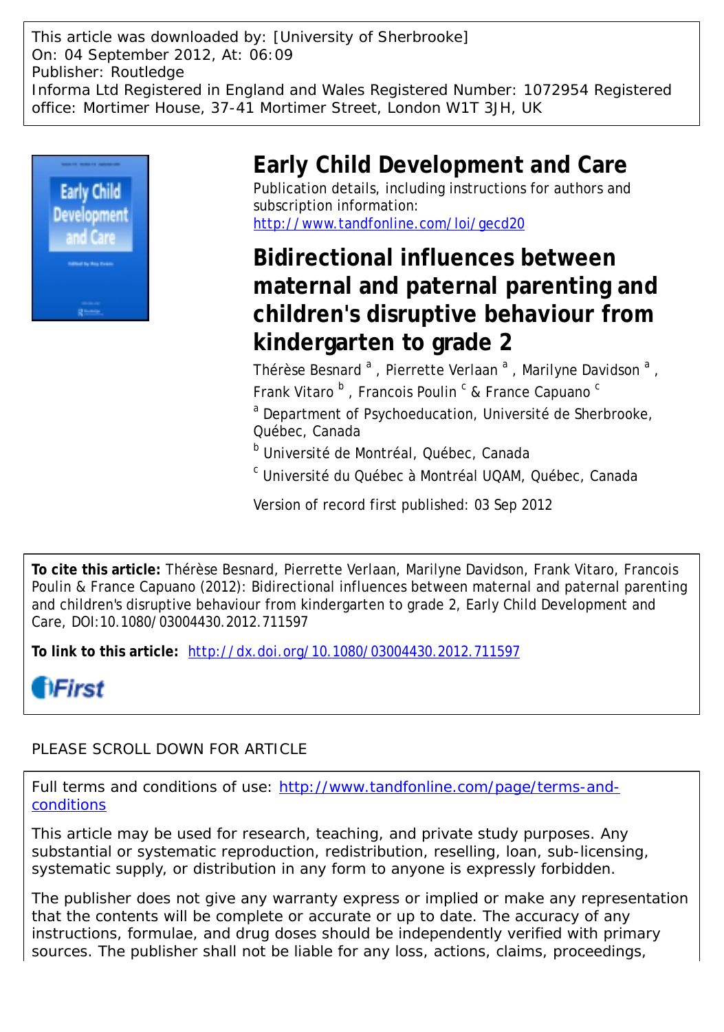This article was downloaded by: [University of Sherbrooke]
On: 04 September 2012, At: 06:09
Publisher: Routledge
Informa Ltd Registered in England and Wales Registered Number: 1072954 Registered office: Mortimer House, 37-41 Mortimer Street, London W1T 3JH, UK

# Early Child Development and Care

Publication details, including instructions for authors and subscription information:
http://www.tandfonline.com/loi/gecd20

# Bidirectional influences between maternal and paternal parenting and children's disruptive behaviour from kindergarten to grade 2

Thérèse Besnard [a] , Pierrette Verlaan [a] , Marilyne Davidson [a] , Frank Vitaro [b] , Francois Poulin [c] & France Capuano [c]

[a] Department of Psychoeducation, Université de Sherbrooke, Québec, Canada

[b] Université de Montréal, Québec, Canada

[c] Université du Québec à Montréal UQAM, Québec, Canada

Version of record first published: 03 Sep 2012

**To cite this article:** Thérèse Besnard, Pierrette Verlaan, Marilyne Davidson, Frank Vitaro, Francois Poulin & France Capuano (2012): Bidirectional influences between maternal and paternal parenting and children's disruptive behaviour from kindergarten to grade 2, Early Child Development and Care, DOI:10.1080/03004430.2012.711597

**To link to this article:** http://dx.doi.org/10.1080/03004430.2012.711597

iFirst

PLEASE SCROLL DOWN FOR ARTICLE

Full terms and conditions of use: http://www.tandfonline.com/page/terms-and-conditions

This article may be used for research, teaching, and private study purposes. Any substantial or systematic reproduction, redistribution, reselling, loan, sub-licensing, systematic supply, or distribution in any form to anyone is expressly forbidden.

The publisher does not give any warranty express or implied or make any representation that the contents will be complete or accurate or up to date. The accuracy of any instructions, formulae, and drug doses should be independently verified with primary sources. The publisher shall not be liable for any loss, actions, claims, proceedings,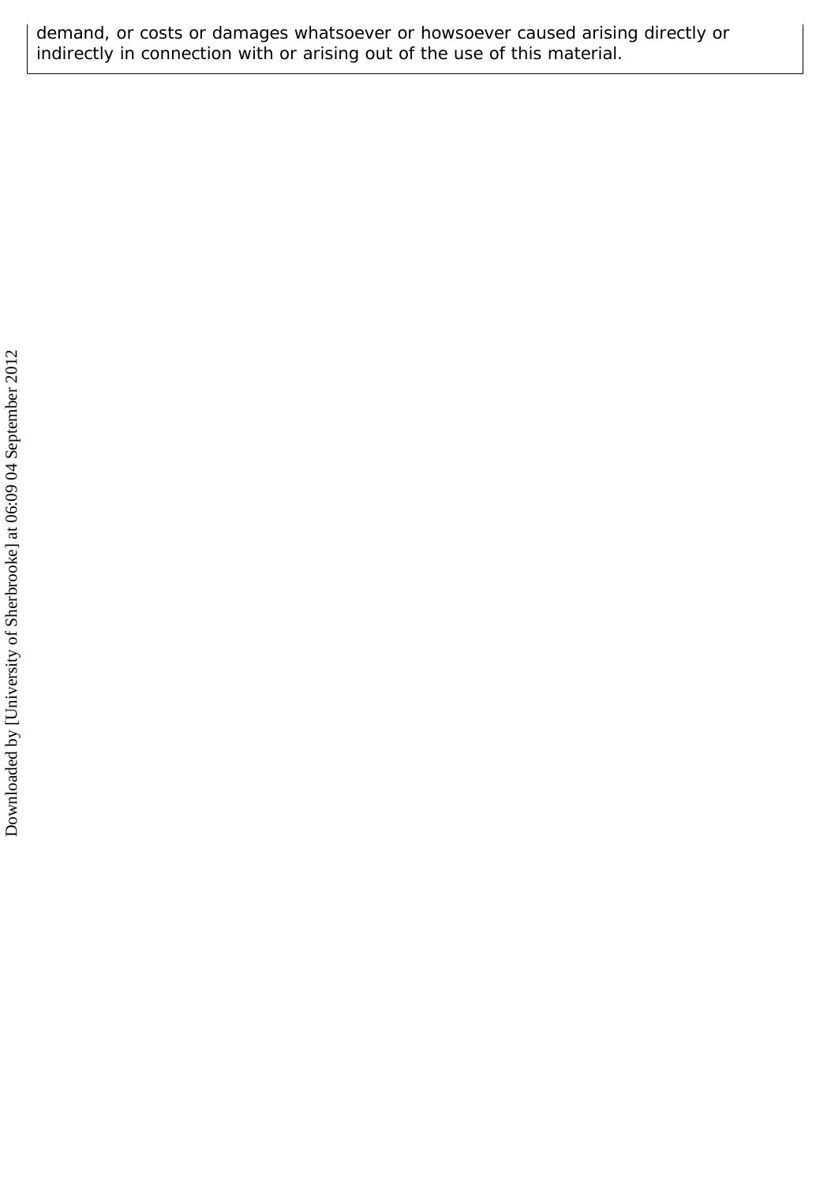demand, or costs or damages whatsoever or howsoever caused arising directly or indirectly in connection with or arising out of the use of this material.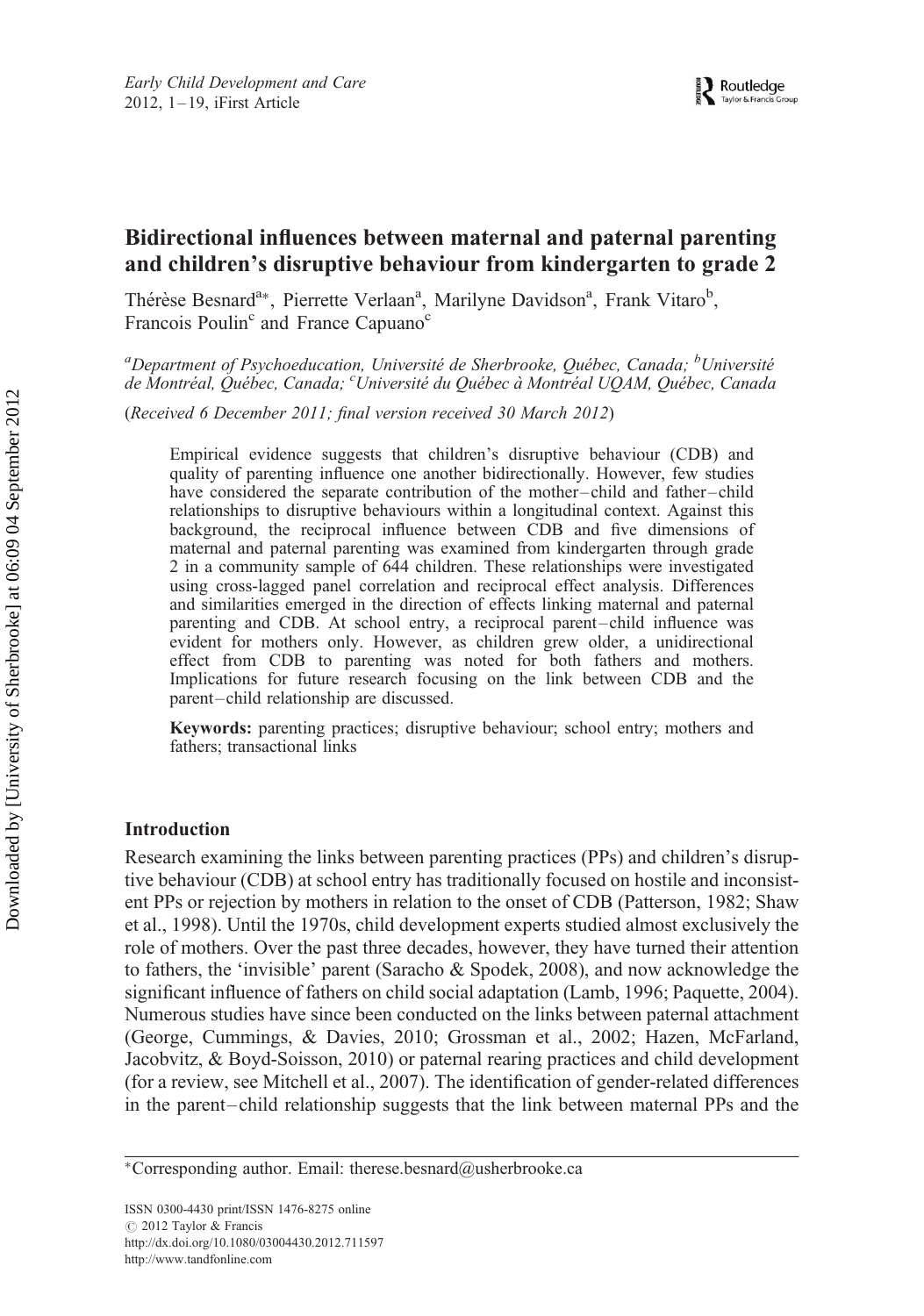# Bidirectional influences between maternal and paternal parenting and children's disruptive behaviour from kindergarten to grade 2

Thérèse Besnard[a]*, Pierrette Verlaan[a], Marilyne Davidson[a], Frank Vitaro[b], Francois Poulin[c] and France Capuano[c]

[a]Department of Psychoeducation, Université de Sherbrooke, Québec, Canada; [b]Université de Montréal, Québec, Canada; [c]Université du Québec à Montréal UQAM, Québec, Canada

(*Received 6 December 2011; final version received 30 March 2012*)

Empirical evidence suggests that children's disruptive behaviour (CDB) and quality of parenting influence one another bidirectionally. However, few studies have considered the separate contribution of the mother–child and father–child relationships to disruptive behaviours within a longitudinal context. Against this background, the reciprocal influence between CDB and five dimensions of maternal and paternal parenting was examined from kindergarten through grade 2 in a community sample of 644 children. These relationships were investigated using cross-lagged panel correlation and reciprocal effect analysis. Differences and similarities emerged in the direction of effects linking maternal and paternal parenting and CDB. At school entry, a reciprocal parent–child influence was evident for mothers only. However, as children grew older, a unidirectional effect from CDB to parenting was noted for both fathers and mothers. Implications for future research focusing on the link between CDB and the parent–child relationship are discussed.

**Keywords:** parenting practices; disruptive behaviour; school entry; mothers and fathers; transactional links

## Introduction

Research examining the links between parenting practices (PPs) and children's disruptive behaviour (CDB) at school entry has traditionally focused on hostile and inconsistent PPs or rejection by mothers in relation to the onset of CDB (Patterson, 1982; Shaw et al., 1998). Until the 1970s, child development experts studied almost exclusively the role of mothers. Over the past three decades, however, they have turned their attention to fathers, the 'invisible' parent (Saracho & Spodek, 2008), and now acknowledge the significant influence of fathers on child social adaptation (Lamb, 1996; Paquette, 2004). Numerous studies have since been conducted on the links between paternal attachment (George, Cummings, & Davies, 2010; Grossman et al., 2002; Hazen, McFarland, Jacobvitz, & Boyd-Soisson, 2010) or paternal rearing practices and child development (for a review, see Mitchell et al., 2007). The identification of gender-related differences in the parent–child relationship suggests that the link between maternal PPs and the

*Corresponding author. Email: therese.besnard@usherbrooke.ca

ISSN 0300-4430 print/ISSN 1476-8275 online
© 2012 Taylor & Francis
http://dx.doi.org/10.1080/03004430.2012.711597
http://www.tandfonline.com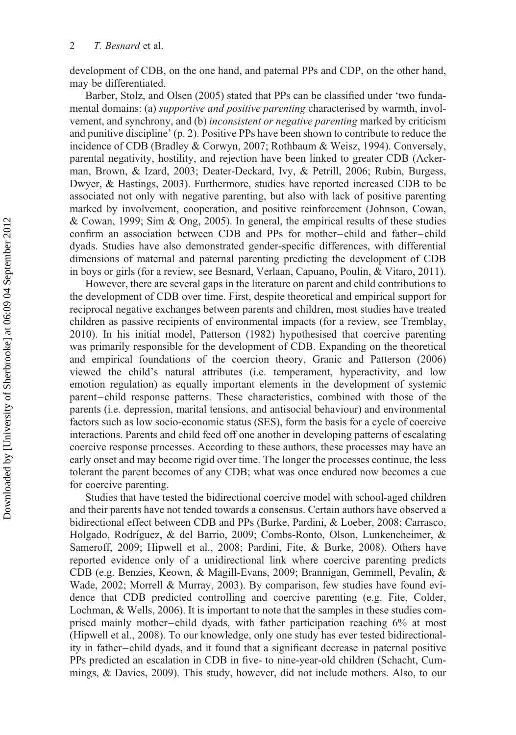development of CDB, on the one hand, and paternal PPs and CDP, on the other hand, may be differentiated.

Barber, Stolz, and Olsen (2005) stated that PPs can be classified under 'two fundamental domains: (a) *supportive and positive parenting* characterised by warmth, involvement, and synchrony, and (b) *inconsistent or negative parenting* marked by criticism and punitive discipline' (p. 2). Positive PPs have been shown to contribute to reduce the incidence of CDB (Bradley & Corwyn, 2007; Rothbaum & Weisz, 1994). Conversely, parental negativity, hostility, and rejection have been linked to greater CDB (Ackerman, Brown, & Izard, 2003; Deater-Deckard, Ivy, & Petrill, 2006; Rubin, Burgess, Dwyer, & Hastings, 2003). Furthermore, studies have reported increased CDB to be associated not only with negative parenting, but also with lack of positive parenting marked by involvement, cooperation, and positive reinforcement (Johnson, Cowan, & Cowan, 1999; Sim & Ong, 2005). In general, the empirical results of these studies confirm an association between CDB and PPs for mother–child and father–child dyads. Studies have also demonstrated gender-specific differences, with differential dimensions of maternal and paternal parenting predicting the development of CDB in boys or girls (for a review, see Besnard, Verlaan, Capuano, Poulin, & Vitaro, 2011).

However, there are several gaps in the literature on parent and child contributions to the development of CDB over time. First, despite theoretical and empirical support for reciprocal negative exchanges between parents and children, most studies have treated children as passive recipients of environmental impacts (for a review, see Tremblay, 2010). In his initial model, Patterson (1982) hypothesised that coercive parenting was primarily responsible for the development of CDB. Expanding on the theoretical and empirical foundations of the coercion theory, Granic and Patterson (2006) viewed the child's natural attributes (i.e. temperament, hyperactivity, and low emotion regulation) as equally important elements in the development of systemic parent–child response patterns. These characteristics, combined with those of the parents (i.e. depression, marital tensions, and antisocial behaviour) and environmental factors such as low socio-economic status (SES), form the basis for a cycle of coercive interactions. Parents and child feed off one another in developing patterns of escalating coercive response processes. According to these authors, these processes may have an early onset and may become rigid over time. The longer the processes continue, the less tolerant the parent becomes of any CDB; what was once endured now becomes a cue for coercive parenting.

Studies that have tested the bidirectional coercive model with school-aged children and their parents have not tended towards a consensus. Certain authors have observed a bidirectional effect between CDB and PPs (Burke, Pardini, & Loeber, 2008; Carrasco, Holgado, Rodríguez, & del Barrio, 2009; Combs-Ronto, Olson, Lunkencheimer, & Sameroff, 2009; Hipwell et al., 2008; Pardini, Fite, & Burke, 2008). Others have reported evidence only of a unidirectional link where coercive parenting predicts CDB (e.g. Benzies, Keown, & Magill-Evans, 2009; Brannigan, Gemmell, Pevalin, & Wade, 2002; Morrell & Murray, 2003). By comparison, few studies have found evidence that CDB predicted controlling and coercive parenting (e.g. Fite, Colder, Lochman, & Wells, 2006). It is important to note that the samples in these studies comprised mainly mother–child dyads, with father participation reaching 6% at most (Hipwell et al., 2008). To our knowledge, only one study has ever tested bidirectionality in father–child dyads, and it found that a significant decrease in paternal positive PPs predicted an escalation in CDB in five- to nine-year-old children (Schacht, Cummings, & Davies, 2009). This study, however, did not include mothers. Also, to our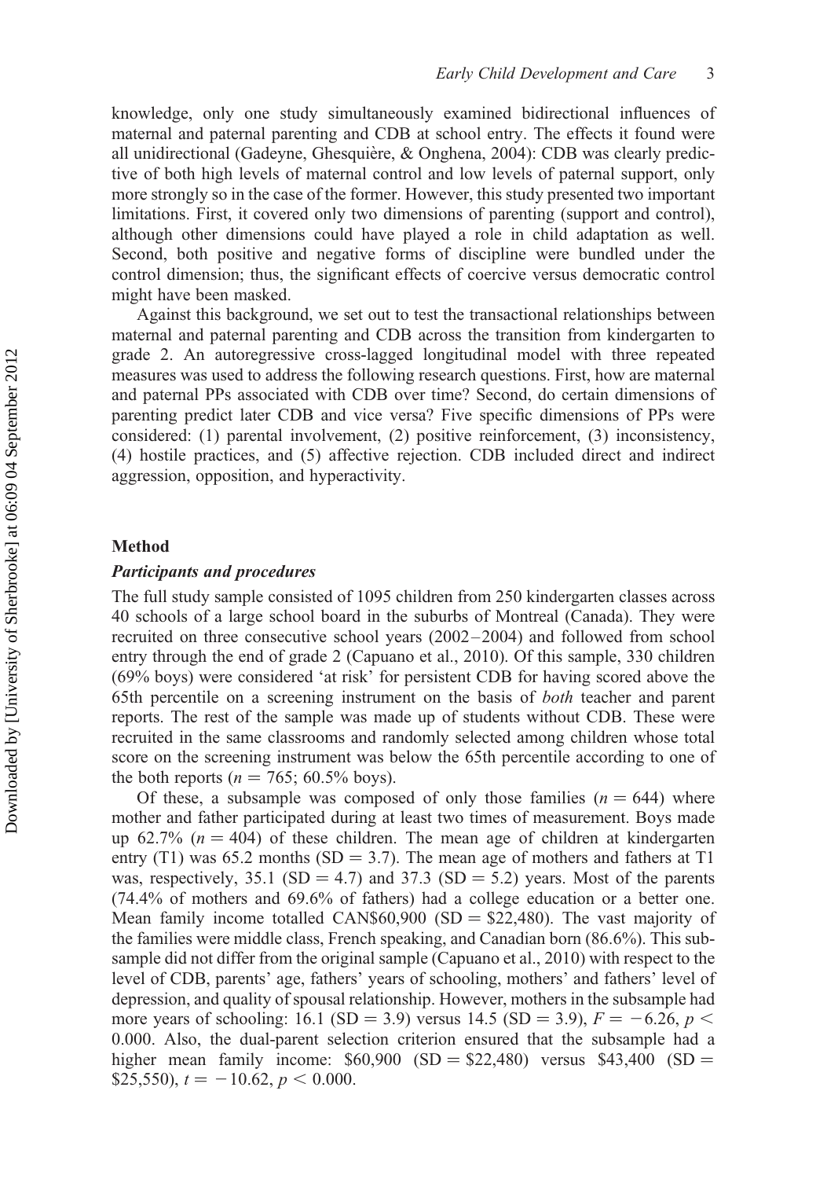knowledge, only one study simultaneously examined bidirectional influences of maternal and paternal parenting and CDB at school entry. The effects it found were all unidirectional (Gadeyne, Ghesquière, & Onghena, 2004): CDB was clearly predictive of both high levels of maternal control and low levels of paternal support, only more strongly so in the case of the former. However, this study presented two important limitations. First, it covered only two dimensions of parenting (support and control), although other dimensions could have played a role in child adaptation as well. Second, both positive and negative forms of discipline were bundled under the control dimension; thus, the significant effects of coercive versus democratic control might have been masked.

Against this background, we set out to test the transactional relationships between maternal and paternal parenting and CDB across the transition from kindergarten to grade 2. An autoregressive cross-lagged longitudinal model with three repeated measures was used to address the following research questions. First, how are maternal and paternal PPs associated with CDB over time? Second, do certain dimensions of parenting predict later CDB and vice versa? Five specific dimensions of PPs were considered: (1) parental involvement, (2) positive reinforcement, (3) inconsistency, (4) hostile practices, and (5) affective rejection. CDB included direct and indirect aggression, opposition, and hyperactivity.

## Method

### *Participants and procedures*

The full study sample consisted of 1095 children from 250 kindergarten classes across 40 schools of a large school board in the suburbs of Montreal (Canada). They were recruited on three consecutive school years (2002–2004) and followed from school entry through the end of grade 2 (Capuano et al., 2010). Of this sample, 330 children (69% boys) were considered 'at risk' for persistent CDB for having scored above the 65th percentile on a screening instrument on the basis of *both* teacher and parent reports. The rest of the sample was made up of students without CDB. These were recruited in the same classrooms and randomly selected among children whose total score on the screening instrument was below the 65th percentile according to one of the both reports ($n = 765$; 60.5% boys).

Of these, a subsample was composed of only those families ($n = 644$) where mother and father participated during at least two times of measurement. Boys made up 62.7% ($n = 404$) of these children. The mean age of children at kindergarten entry (T1) was 65.2 months (SD = 3.7). The mean age of mothers and fathers at T1 was, respectively, 35.1 (SD = 4.7) and 37.3 (SD = 5.2) years. Most of the parents (74.4% of mothers and 69.6% of fathers) had a college education or a better one. Mean family income totalled CAN$60,900 (SD = $22,480). The vast majority of the families were middle class, French speaking, and Canadian born (86.6%). This subsample did not differ from the original sample (Capuano et al., 2010) with respect to the level of CDB, parents' age, fathers' years of schooling, mothers' and fathers' level of depression, and quality of spousal relationship. However, mothers in the subsample had more years of schooling: 16.1 (SD = 3.9) versus 14.5 (SD = 3.9), $F = -6.26$, $p < 0.000$. Also, the dual-parent selection criterion ensured that the subsample had a higher mean family income: $60,900 (SD = $22,480) versus $43,400 (SD = $25,550), $t = -10.62$, $p < 0.000$.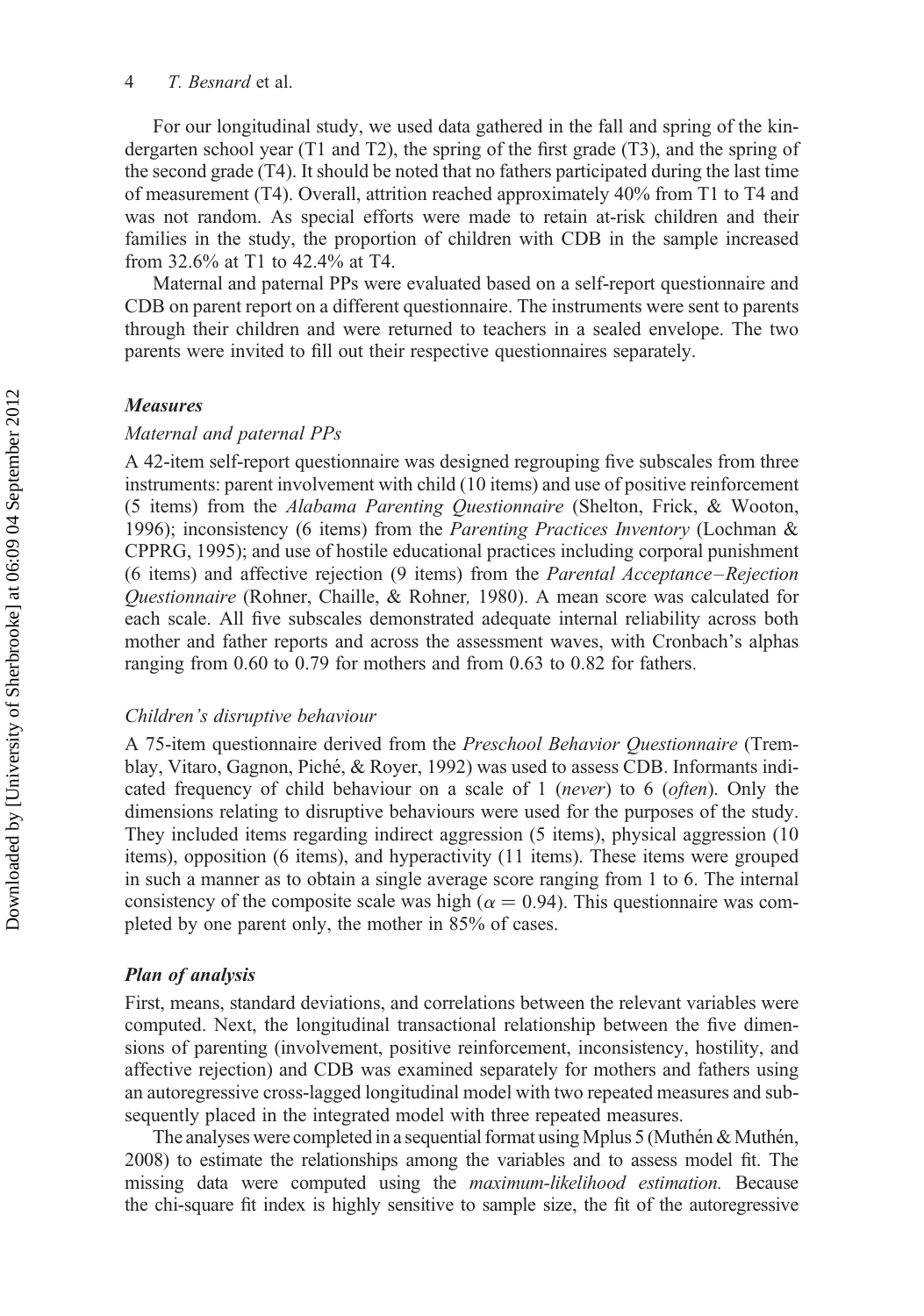For our longitudinal study, we used data gathered in the fall and spring of the kindergarten school year (T1 and T2), the spring of the first grade (T3), and the spring of the second grade (T4). It should be noted that no fathers participated during the last time of measurement (T4). Overall, attrition reached approximately 40% from T1 to T4 and was not random. As special efforts were made to retain at-risk children and their families in the study, the proportion of children with CDB in the sample increased from 32.6% at T1 to 42.4% at T4.

Maternal and paternal PPs were evaluated based on a self-report questionnaire and CDB on parent report on a different questionnaire. The instruments were sent to parents through their children and were returned to teachers in a sealed envelope. The two parents were invited to fill out their respective questionnaires separately.

### Measures

#### *Maternal and paternal PPs*

A 42-item self-report questionnaire was designed regrouping five subscales from three instruments: parent involvement with child (10 items) and use of positive reinforcement (5 items) from the *Alabama Parenting Questionnaire* (Shelton, Frick, & Wooton, 1996); inconsistency (6 items) from the *Parenting Practices Inventory* (Lochman & CPPRG, 1995); and use of hostile educational practices including corporal punishment (6 items) and affective rejection (9 items) from the *Parental Acceptance–Rejection Questionnaire* (Rohner, Chaille, & Rohner, 1980). A mean score was calculated for each scale. All five subscales demonstrated adequate internal reliability across both mother and father reports and across the assessment waves, with Cronbach's alphas ranging from 0.60 to 0.79 for mothers and from 0.63 to 0.82 for fathers.

#### *Children's disruptive behaviour*

A 75-item questionnaire derived from the *Preschool Behavior Questionnaire* (Tremblay, Vitaro, Gagnon, Piché, & Royer, 1992) was used to assess CDB. Informants indicated frequency of child behaviour on a scale of 1 (*never*) to 6 (*often*). Only the dimensions relating to disruptive behaviours were used for the purposes of the study. They included items regarding indirect aggression (5 items), physical aggression (10 items), opposition (6 items), and hyperactivity (11 items). These items were grouped in such a manner as to obtain a single average score ranging from 1 to 6. The internal consistency of the composite scale was high ($\alpha = 0.94$). This questionnaire was completed by one parent only, the mother in 85% of cases.

### Plan of analysis

First, means, standard deviations, and correlations between the relevant variables were computed. Next, the longitudinal transactional relationship between the five dimensions of parenting (involvement, positive reinforcement, inconsistency, hostility, and affective rejection) and CDB was examined separately for mothers and fathers using an autoregressive cross-lagged longitudinal model with two repeated measures and subsequently placed in the integrated model with three repeated measures.

The analyses were completed in a sequential format using Mplus 5 (Muthén & Muthén, 2008) to estimate the relationships among the variables and to assess model fit. The missing data were computed using the *maximum-likelihood estimation.* Because the chi-square fit index is highly sensitive to sample size, the fit of the autoregressive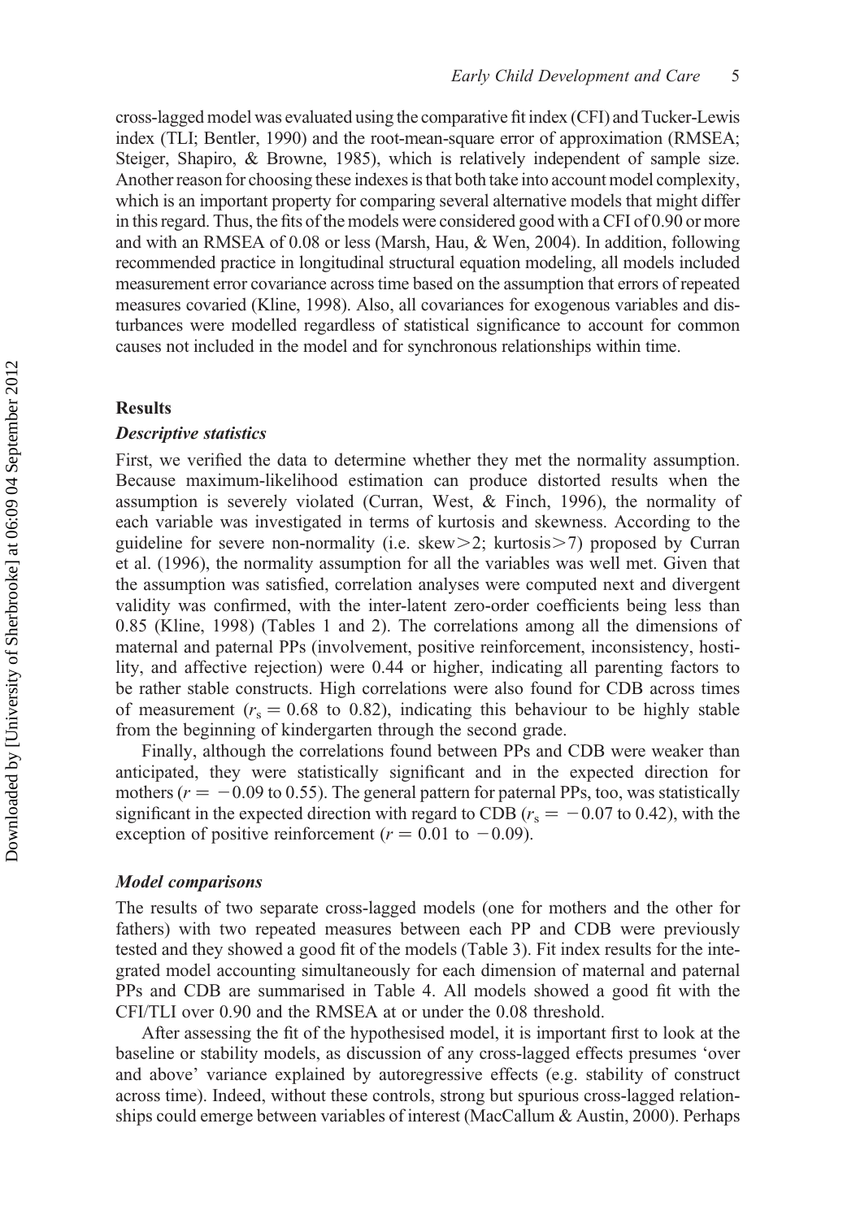cross-lagged model was evaluated using the comparative fit index (CFI) and Tucker-Lewis index (TLI; Bentler, 1990) and the root-mean-square error of approximation (RMSEA; Steiger, Shapiro, & Browne, 1985), which is relatively independent of sample size. Another reason for choosing these indexes is that both take into account model complexity, which is an important property for comparing several alternative models that might differ in this regard. Thus, the fits of the models were considered good with a CFI of 0.90 or more and with an RMSEA of 0.08 or less (Marsh, Hau, & Wen, 2004). In addition, following recommended practice in longitudinal structural equation modeling, all models included measurement error covariance across time based on the assumption that errors of repeated measures covaried (Kline, 1998). Also, all covariances for exogenous variables and disturbances were modelled regardless of statistical significance to account for common causes not included in the model and for synchronous relationships within time.

## Results

### *Descriptive statistics*

First, we verified the data to determine whether they met the normality assumption. Because maximum-likelihood estimation can produce distorted results when the assumption is severely violated (Curran, West, & Finch, 1996), the normality of each variable was investigated in terms of kurtosis and skewness. According to the guideline for severe non-normality (i.e. skew $>2$; kurtosis $>7$) proposed by Curran et al. (1996), the normality assumption for all the variables was well met. Given that the assumption was satisfied, correlation analyses were computed next and divergent validity was confirmed, with the inter-latent zero-order coefficients being less than 0.85 (Kline, 1998) (Tables 1 and 2). The correlations among all the dimensions of maternal and paternal PPs (involvement, positive reinforcement, inconsistency, hostility, and affective rejection) were 0.44 or higher, indicating all parenting factors to be rather stable constructs. High correlations were also found for CDB across times of measurement ($r_s = 0.68$ to $0.82$), indicating this behaviour to be highly stable from the beginning of kindergarten through the second grade.

Finally, although the correlations found between PPs and CDB were weaker than anticipated, they were statistically significant and in the expected direction for mothers ($r = -0.09$ to $0.55$). The general pattern for paternal PPs, too, was statistically significant in the expected direction with regard to CDB ($r_s = -0.07$ to $0.42$), with the exception of positive reinforcement ($r = 0.01$ to $-0.09$).

### *Model comparisons*

The results of two separate cross-lagged models (one for mothers and the other for fathers) with two repeated measures between each PP and CDB were previously tested and they showed a good fit of the models (Table 3). Fit index results for the integrated model accounting simultaneously for each dimension of maternal and paternal PPs and CDB are summarised in Table 4. All models showed a good fit with the CFI/TLI over 0.90 and the RMSEA at or under the 0.08 threshold.

After assessing the fit of the hypothesised model, it is important first to look at the baseline or stability models, as discussion of any cross-lagged effects presumes 'over and above' variance explained by autoregressive effects (e.g. stability of construct across time). Indeed, without these controls, strong but spurious cross-lagged relationships could emerge between variables of interest (MacCallum & Austin, 2000). Perhaps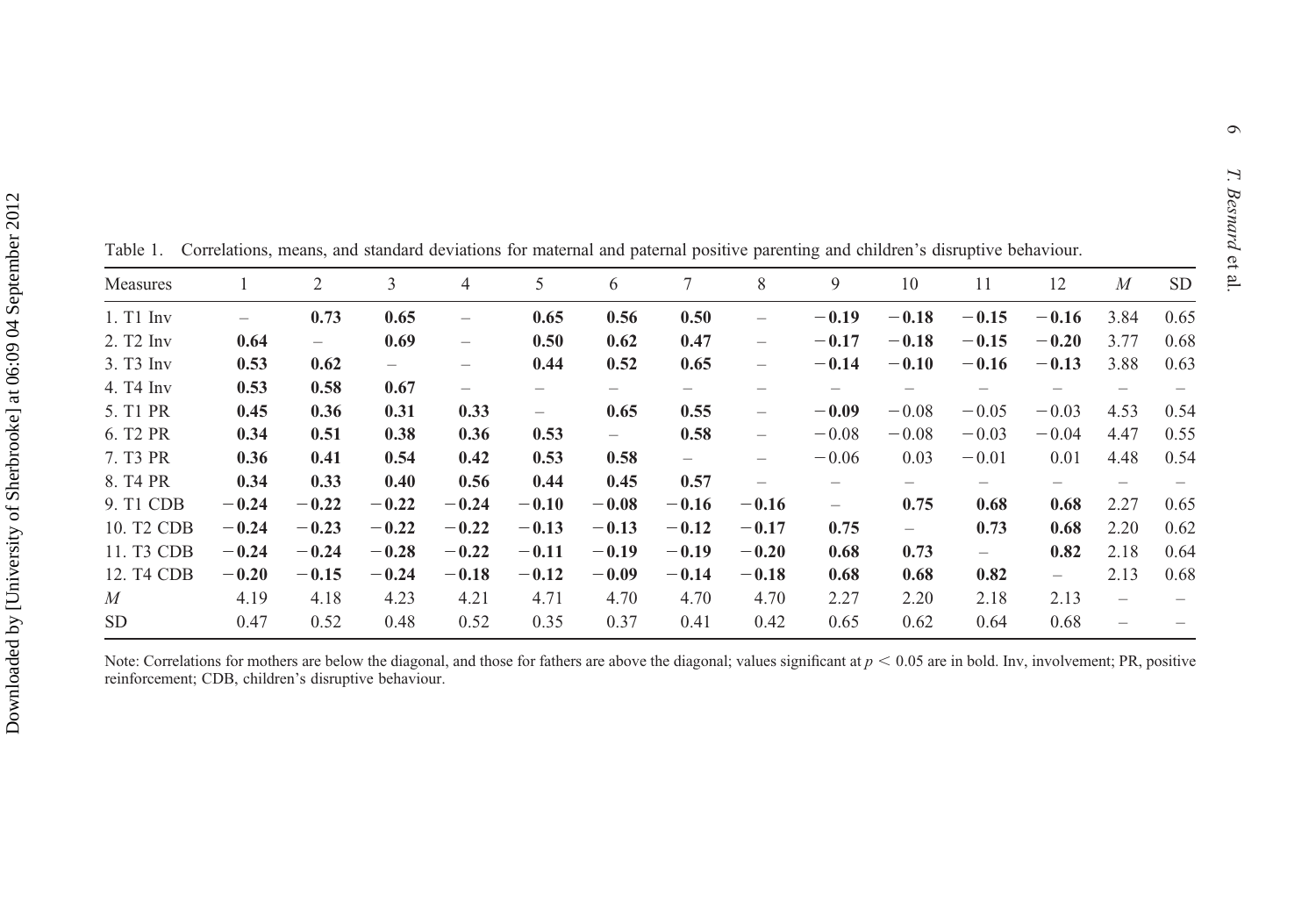Table 1. Correlations, means, and standard deviations for maternal and paternal positive parenting and children's disruptive behaviour.

| Measures | 1 | 2 | 3 | 4 | 5 | 6 | 7 | 8 | 9 | 10 | 11 | 12 | *M* | SD |
|---|---|---|---|---|---|---|---|---|---|---|---|---|---|---|
| 1. T1 Inv | – | **0.73** | **0.65** | – | **0.65** | **0.56** | **0.50** | – | **−0.19** | **−0.18** | **−0.15** | **−0.16** | 3.84 | 0.65 |
| 2. T2 Inv | **0.64** | – | **0.69** | – | **0.50** | **0.62** | **0.47** | – | **−0.17** | **−0.18** | **−0.15** | **−0.20** | 3.77 | 0.68 |
| 3. T3 Inv | **0.53** | **0.62** | – | – | **0.44** | **0.52** | **0.65** | – | **−0.14** | **−0.10** | **−0.16** | **−0.13** | 3.88 | 0.63 |
| 4. T4 Inv | **0.53** | **0.58** | **0.67** | – | – | – | – | – | – | – | – | – | – | – |
| 5. T1 PR | **0.45** | **0.36** | **0.31** | **0.33** | – | **0.65** | **0.55** | – | **−0.09** | −0.08 | −0.05 | −0.03 | 4.53 | 0.54 |
| 6. T2 PR | **0.34** | **0.51** | **0.38** | **0.36** | **0.53** | – | **0.58** | – | −0.08 | −0.08 | −0.03 | −0.04 | 4.47 | 0.55 |
| 7. T3 PR | **0.36** | **0.41** | **0.54** | **0.42** | **0.53** | **0.58** | – | – | −0.06 | 0.03 | −0.01 | 0.01 | 4.48 | 0.54 |
| 8. T4 PR | **0.34** | **0.33** | **0.40** | **0.56** | **0.44** | **0.45** | **0.57** | – | – | – | – | – | – | – |
| 9. T1 CDB | **−0.24** | **−0.22** | **−0.22** | **−0.24** | **−0.10** | **−0.08** | **−0.16** | **−0.16** | – | **0.75** | **0.68** | **0.68** | 2.27 | 0.65 |
| 10. T2 CDB | **−0.24** | **−0.23** | **−0.22** | **−0.22** | **−0.13** | **−0.13** | **−0.12** | **−0.17** | **0.75** | – | **0.73** | **0.68** | 2.20 | 0.62 |
| 11. T3 CDB | **−0.24** | **−0.24** | **−0.28** | **−0.22** | **−0.11** | **−0.19** | **−0.19** | **−0.20** | **0.68** | **0.73** | – | **0.82** | 2.18 | 0.64 |
| 12. T4 CDB | **−0.20** | **−0.15** | **−0.24** | **−0.18** | **−0.12** | **−0.09** | **−0.14** | **−0.18** | **0.68** | **0.68** | **0.82** | – | 2.13 | 0.68 |
| *M* | 4.19 | 4.18 | 4.23 | 4.21 | 4.71 | 4.70 | 4.70 | 4.70 | 2.27 | 2.20 | 2.18 | 2.13 | – | – |
| SD | 0.47 | 0.52 | 0.48 | 0.52 | 0.35 | 0.37 | 0.41 | 0.42 | 0.65 | 0.62 | 0.64 | 0.68 | – | – |

Note: Correlations for mothers are below the diagonal, and those for fathers are above the diagonal; values significant at $p < 0.05$ are in bold. Inv, involvement; PR, positive reinforcement; CDB, children's disruptive behaviour.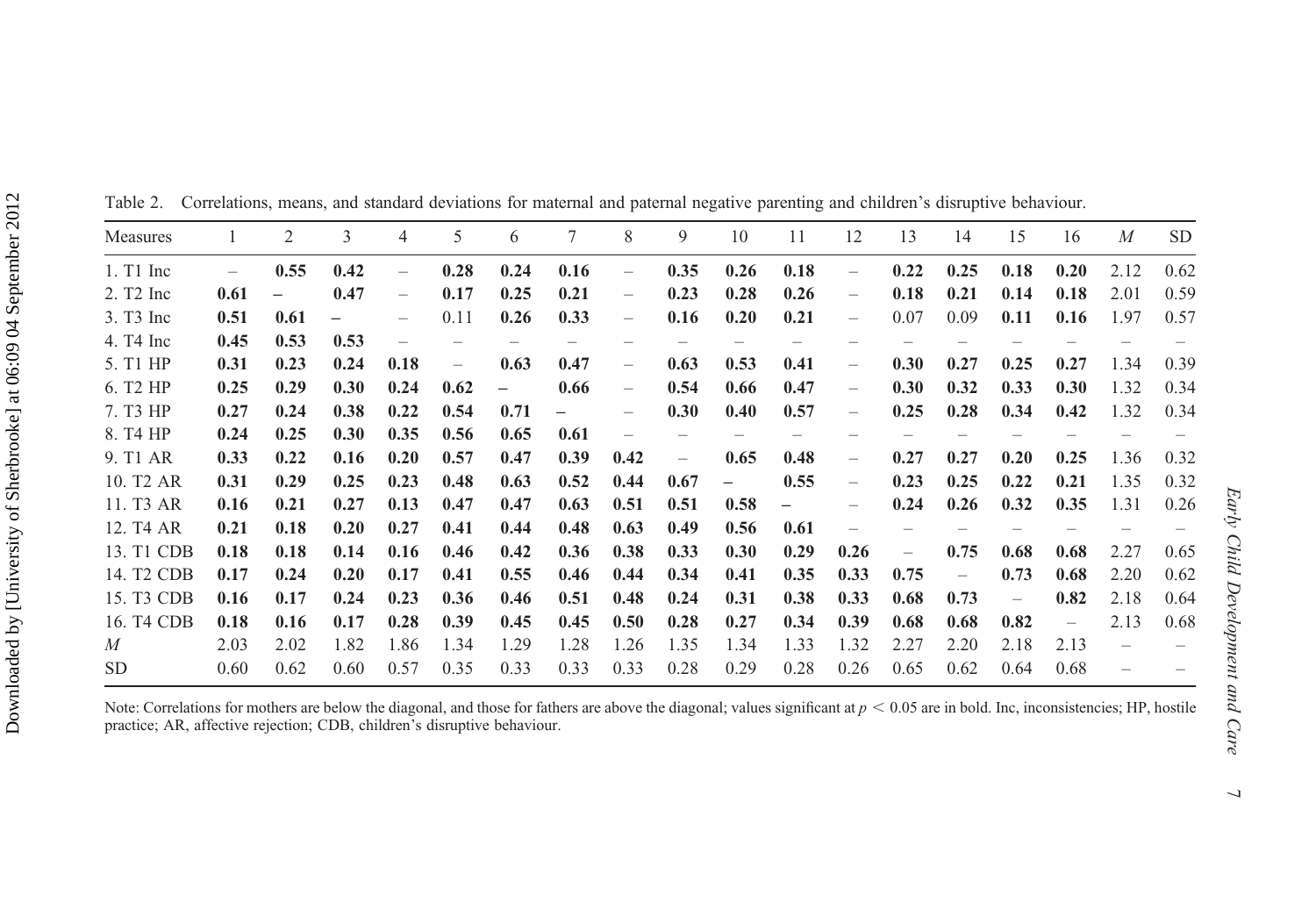Table 2. Correlations, means, and standard deviations for maternal and paternal negative parenting and children's disruptive behaviour.

| Measures | 1 | 2 | 3 | 4 | 5 | 6 | 7 | 8 | 9 | 10 | 11 | 12 | 13 | 14 | 15 | 16 | *M* | SD |
|---|---|---|---|---|---|---|---|---|---|---|---|---|---|---|---|---|---|---|
| 1. T1 Inc | – | **0.55** | **0.42** | – | **0.28** | **0.24** | **0.16** | – | **0.35** | **0.26** | **0.18** | – | **0.22** | **0.25** | **0.18** | **0.20** | 2.12 | 0.62 |
| 2. T2 Inc | **0.61** | – | **0.47** | – | **0.17** | **0.25** | **0.21** | – | **0.23** | **0.28** | **0.26** | – | **0.18** | **0.21** | **0.14** | **0.18** | 2.01 | 0.59 |
| 3. T3 Inc | **0.51** | **0.61** | – | – | 0.11 | **0.26** | **0.33** | – | **0.16** | **0.20** | **0.21** | – | 0.07 | 0.09 | **0.11** | **0.16** | 1.97 | 0.57 |
| 4. T4 Inc | **0.45** | **0.53** | **0.53** | – | – | – | – | – | – | – | – | – | – | – | – | – | – | – |
| 5. T1 HP | **0.31** | **0.23** | **0.24** | **0.18** | – | **0.63** | **0.47** | – | **0.63** | **0.53** | **0.41** | – | **0.30** | **0.27** | **0.25** | **0.27** | 1.34 | 0.39 |
| 6. T2 HP | **0.25** | **0.29** | **0.30** | **0.24** | **0.62** | – | **0.66** | – | **0.54** | **0.66** | **0.47** | – | **0.30** | **0.32** | **0.33** | **0.30** | 1.32 | 0.34 |
| 7. T3 HP | **0.27** | **0.24** | **0.38** | **0.22** | **0.54** | **0.71** | – | – | **0.30** | **0.40** | **0.57** | – | **0.25** | **0.28** | **0.34** | **0.42** | 1.32 | 0.34 |
| 8. T4 HP | **0.24** | **0.25** | **0.30** | **0.35** | **0.56** | **0.65** | **0.61** | – | – | – | – | – | – | – | – | – | – | – |
| 9. T1 AR | **0.33** | **0.22** | **0.16** | **0.20** | **0.57** | **0.47** | **0.39** | **0.42** | – | **0.65** | **0.48** | – | **0.27** | **0.27** | **0.20** | **0.25** | 1.36 | 0.32 |
| 10. T2 AR | **0.31** | **0.29** | **0.25** | **0.23** | **0.48** | **0.63** | **0.52** | **0.44** | **0.67** | – | **0.55** | – | **0.23** | **0.25** | **0.22** | **0.21** | 1.35 | 0.32 |
| 11. T3 AR | **0.16** | **0.21** | **0.27** | **0.13** | **0.47** | **0.47** | **0.63** | **0.51** | **0.51** | **0.58** | – | – | **0.24** | **0.26** | **0.32** | **0.35** | 1.31 | 0.26 |
| 12. T4 AR | **0.21** | **0.18** | **0.20** | **0.27** | **0.41** | **0.44** | **0.48** | **0.63** | **0.49** | **0.56** | **0.61** | – | – | – | – | – | – | – |
| 13. T1 CDB | **0.18** | **0.18** | **0.14** | **0.16** | **0.46** | **0.42** | **0.36** | **0.38** | **0.33** | **0.30** | **0.29** | **0.26** | – | **0.75** | **0.68** | **0.68** | 2.27 | 0.65 |
| 14. T2 CDB | **0.17** | **0.24** | **0.20** | **0.17** | **0.41** | **0.55** | **0.46** | **0.44** | **0.34** | **0.41** | **0.35** | **0.33** | **0.75** | – | **0.73** | **0.68** | 2.20 | 0.62 |
| 15. T3 CDB | **0.16** | **0.17** | **0.24** | **0.23** | **0.36** | **0.46** | **0.51** | **0.48** | **0.24** | **0.31** | **0.38** | **0.33** | **0.68** | **0.73** | – | **0.82** | 2.18 | 0.64 |
| 16. T4 CDB | **0.18** | **0.16** | **0.17** | **0.28** | **0.39** | **0.45** | **0.45** | **0.50** | **0.28** | **0.27** | **0.34** | **0.39** | **0.68** | **0.68** | **0.82** | – | 2.13 | 0.68 |
| *M* | 2.03 | 2.02 | 1.82 | 1.86 | 1.34 | 1.29 | 1.28 | 1.26 | 1.35 | 1.34 | 1.33 | 1.32 | 2.27 | 2.20 | 2.18 | 2.13 | – | – |
| SD | 0.60 | 0.62 | 0.60 | 0.57 | 0.35 | 0.33 | 0.33 | 0.33 | 0.28 | 0.29 | 0.28 | 0.26 | 0.65 | 0.62 | 0.64 | 0.68 | – | – |

Note: Correlations for mothers are below the diagonal, and those for fathers are above the diagonal; values significant at $p < 0.05$ are in bold. Inc, inconsistencies; HP, hostile practice; AR, affective rejection; CDB, children's disruptive behaviour.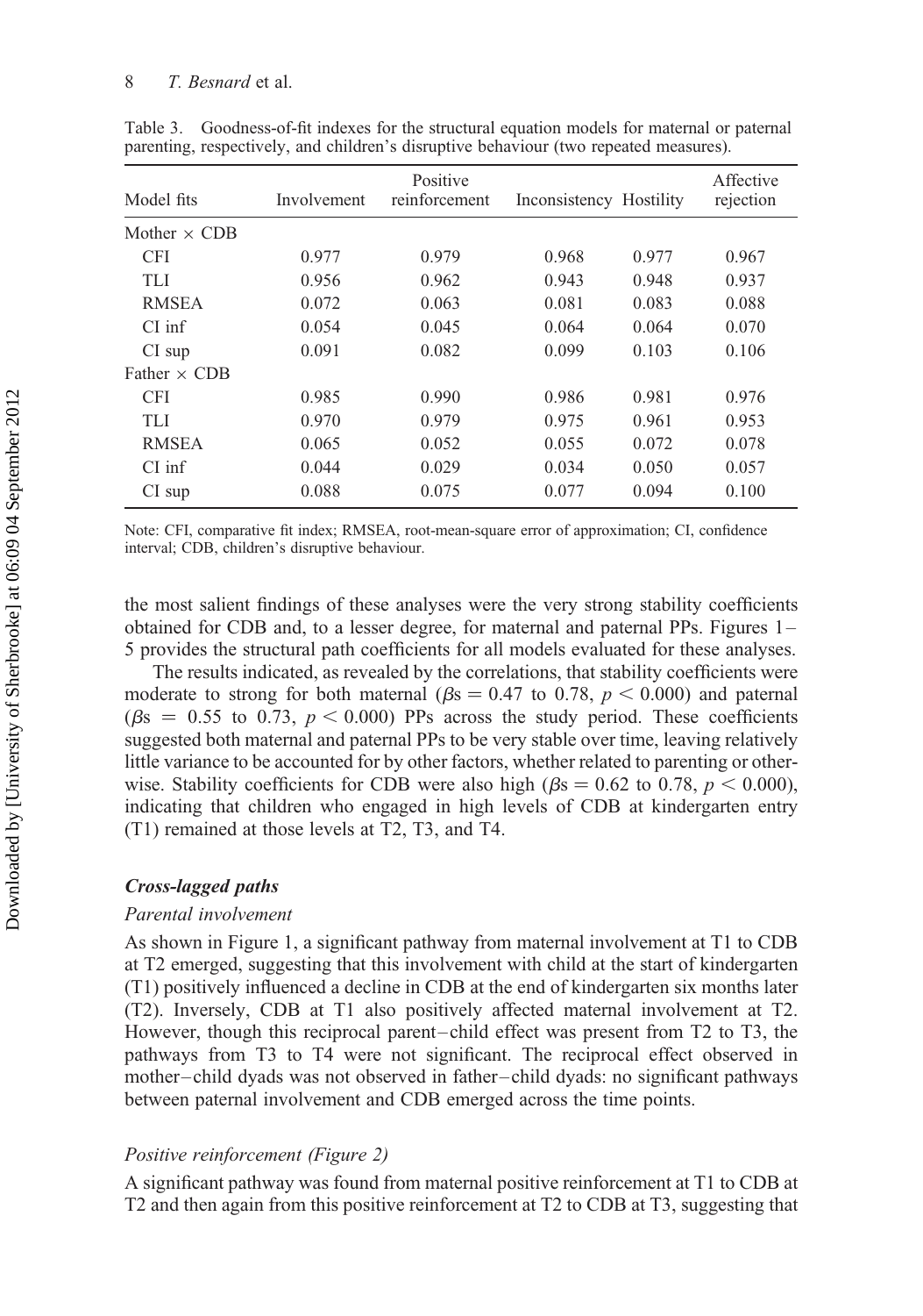Table 3. Goodness-of-fit indexes for the structural equation models for maternal or paternal parenting, respectively, and children's disruptive behaviour (two repeated measures).

| Model fits | Involvement | Positive reinforcement | Inconsistency | Hostility | Affective rejection |
|---|---|---|---|---|---|
| Mother × CDB | | | | | |
| CFI | 0.977 | 0.979 | 0.968 | 0.977 | 0.967 |
| TLI | 0.956 | 0.962 | 0.943 | 0.948 | 0.937 |
| RMSEA | 0.072 | 0.063 | 0.081 | 0.083 | 0.088 |
| CI inf | 0.054 | 0.045 | 0.064 | 0.064 | 0.070 |
| CI sup | 0.091 | 0.082 | 0.099 | 0.103 | 0.106 |
| Father × CDB | | | | | |
| CFI | 0.985 | 0.990 | 0.986 | 0.981 | 0.976 |
| TLI | 0.970 | 0.979 | 0.975 | 0.961 | 0.953 |
| RMSEA | 0.065 | 0.052 | 0.055 | 0.072 | 0.078 |
| CI inf | 0.044 | 0.029 | 0.034 | 0.050 | 0.057 |
| CI sup | 0.088 | 0.075 | 0.077 | 0.094 | 0.100 |

Note: CFI, comparative fit index; RMSEA, root-mean-square error of approximation; CI, confidence interval; CDB, children's disruptive behaviour.

the most salient findings of these analyses were the very strong stability coefficients obtained for CDB and, to a lesser degree, for maternal and paternal PPs. Figures 1–5 provides the structural path coefficients for all models evaluated for these analyses.

The results indicated, as revealed by the correlations, that stability coefficients were moderate to strong for both maternal ($\beta\text{s} = 0.47$ to $0.78$, $p < 0.000$) and paternal ($\beta\text{s} = 0.55$ to $0.73$, $p < 0.000$) PPs across the study period. These coefficients suggested both maternal and paternal PPs to be very stable over time, leaving relatively little variance to be accounted for by other factors, whether related to parenting or otherwise. Stability coefficients for CDB were also high ($\beta\text{s} = 0.62$ to $0.78$, $p < 0.000$), indicating that children who engaged in high levels of CDB at kindergarten entry (T1) remained at those levels at T2, T3, and T4.

### *Cross-lagged paths*

#### *Parental involvement*

As shown in Figure 1, a significant pathway from maternal involvement at T1 to CDB at T2 emerged, suggesting that this involvement with child at the start of kindergarten (T1) positively influenced a decline in CDB at the end of kindergarten six months later (T2). Inversely, CDB at T1 also positively affected maternal involvement at T2. However, though this reciprocal parent–child effect was present from T2 to T3, the pathways from T3 to T4 were not significant. The reciprocal effect observed in mother–child dyads was not observed in father–child dyads: no significant pathways between paternal involvement and CDB emerged across the time points.

#### *Positive reinforcement (Figure 2)*

A significant pathway was found from maternal positive reinforcement at T1 to CDB at T2 and then again from this positive reinforcement at T2 to CDB at T3, suggesting that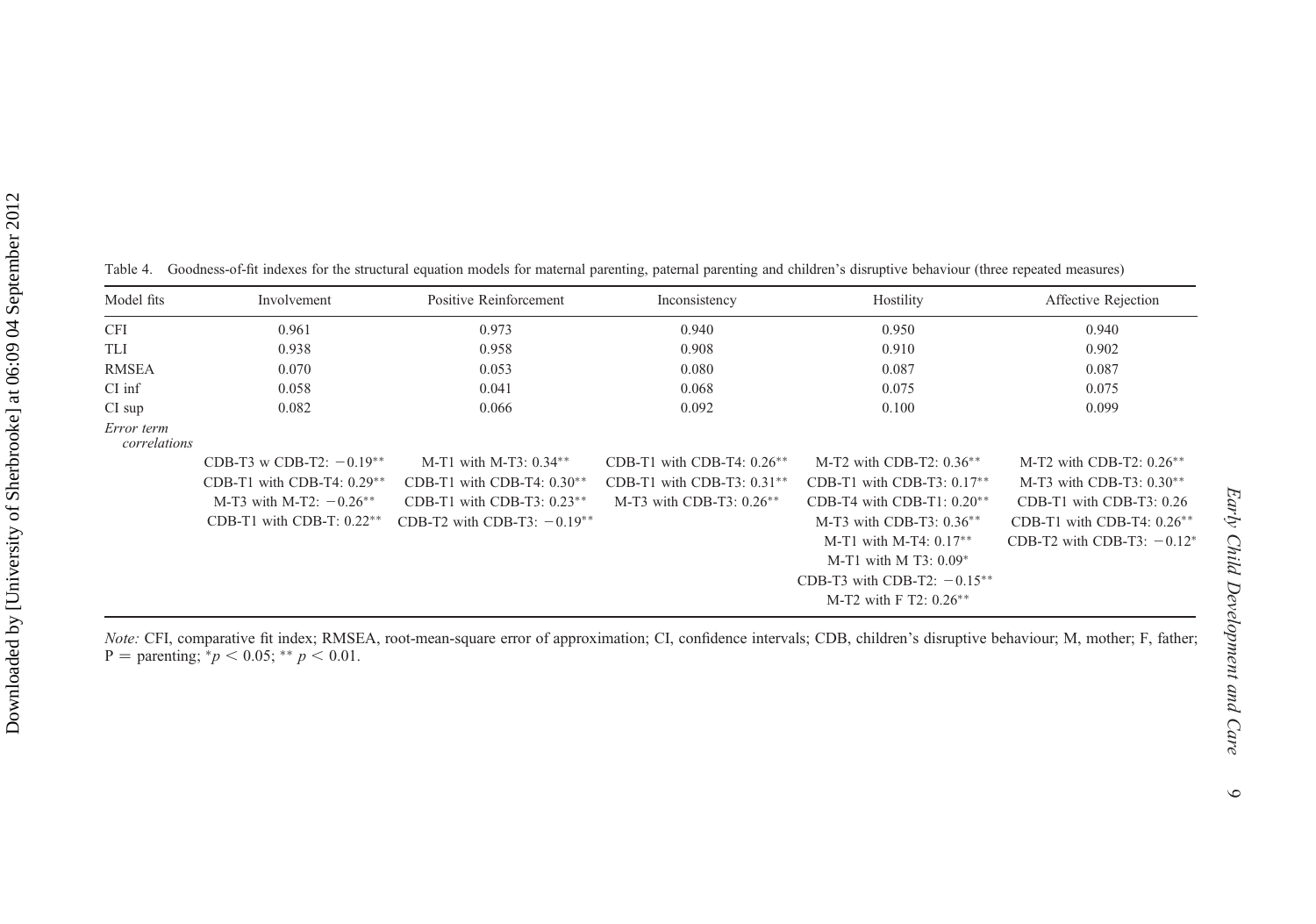Table 4. Goodness-of-fit indexes for the structural equation models for maternal parenting, paternal parenting and children's disruptive behaviour (three repeated measures)

| Model fits | Involvement | Positive Reinforcement | Inconsistency | Hostility | Affective Rejection |
|---|---|---|---|---|---|
| CFI | 0.961 | 0.973 | 0.940 | 0.950 | 0.940 |
| TLI | 0.938 | 0.958 | 0.908 | 0.910 | 0.902 |
| RMSEA | 0.070 | 0.053 | 0.080 | 0.087 | 0.087 |
| CI inf | 0.058 | 0.041 | 0.068 | 0.075 | 0.075 |
| CI sup | 0.082 | 0.066 | 0.092 | 0.100 | 0.099 |
| *Error term correlations* | | | | | |
| | CDB-T3 w CDB-T2: −0.19** | M-T1 with M-T3: 0.34** | CDB-T1 with CDB-T4: 0.26** | M-T2 with CDB-T2: 0.36** | M-T2 with CDB-T2: 0.26** |
| | CDB-T1 with CDB-T4: 0.29** | CDB-T1 with CDB-T4: 0.30** | CDB-T1 with CDB-T3: 0.31** | CDB-T1 with CDB-T3: 0.17** | M-T3 with CDB-T3: 0.30** |
| | M-T3 with M-T2: −0.26** | CDB-T1 with CDB-T3: 0.23** | M-T3 with CDB-T3: 0.26** | CDB-T4 with CDB-T1: 0.20** | CDB-T1 with CDB-T3: 0.26 |
| | CDB-T1 with CDB-T: 0.22** | CDB-T2 with CDB-T3: −0.19** | | M-T3 with CDB-T3: 0.36** | CDB-T1 with CDB-T4: 0.26** |
| | | | | M-T1 with M-T4: 0.17** | CDB-T2 with CDB-T3: −0.12* |
| | | | | M-T1 with M T3: 0.09* | |
| | | | | CDB-T3 with CDB-T2: −0.15** | |
| | | | | M-T2 with F T2: 0.26** | |

*Note:* CFI, comparative fit index; RMSEA, root-mean-square error of approximation; CI, confidence intervals; CDB, children's disruptive behaviour; M, mother; F, father; P = parenting; $^{*}p < 0.05$; $^{**}p < 0.01$.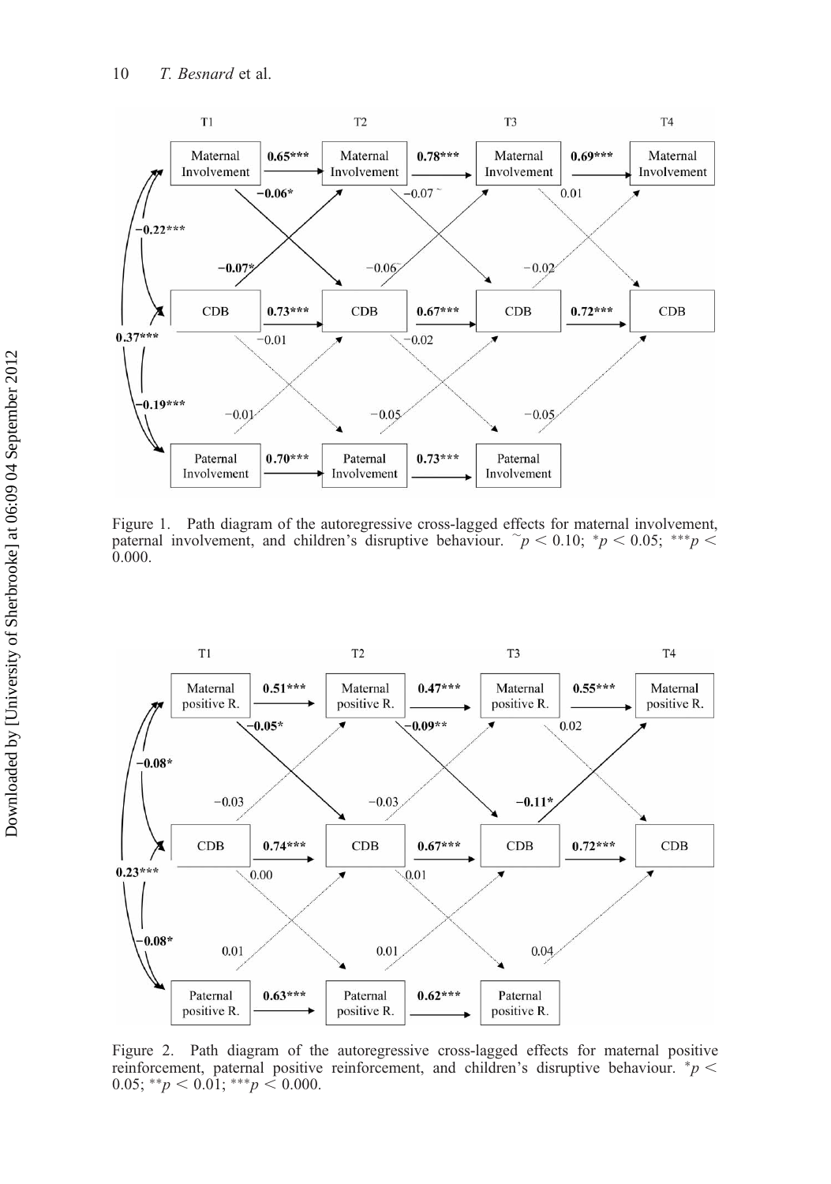Figure 1. Path diagram of the autoregressive cross-lagged effects for maternal involvement, paternal involvement, and children's disruptive behaviour. $^{\sim}p < 0.10$; $^{*}p < 0.05$; $^{***}p < 0.000$.

Figure 2. Path diagram of the autoregressive cross-lagged effects for maternal positive reinforcement, paternal positive reinforcement, and children's disruptive behaviour. $^{*}p < 0.05$; $^{**}p < 0.01$; $^{***}p < 0.000$.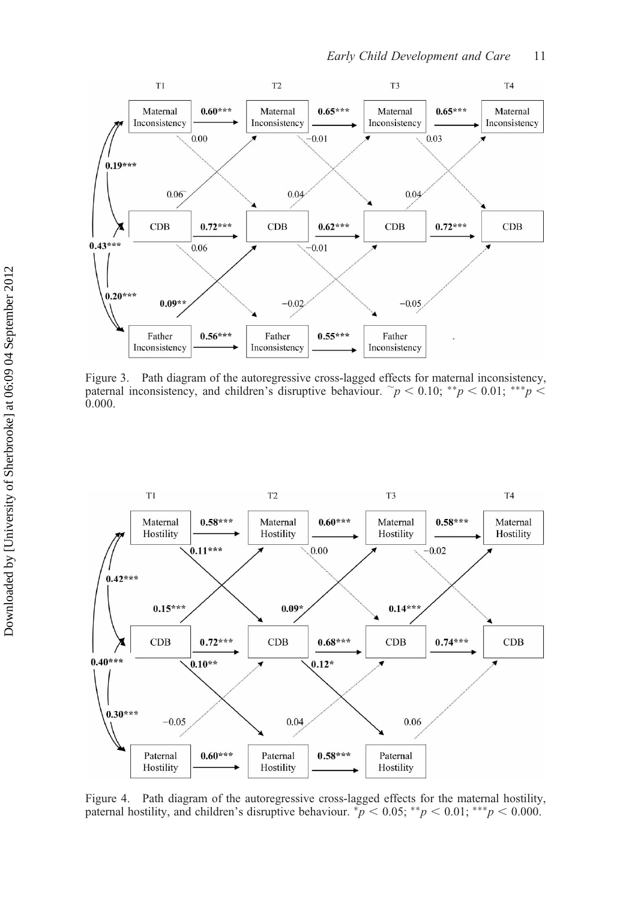Figure 3. Path diagram of the autoregressive cross-lagged effects for maternal inconsistency, paternal inconsistency, and children's disruptive behaviour. $^{\sim}p < 0.10$; $^{**}p < 0.01$; $^{***}p < 0.000$.

Figure 4. Path diagram of the autoregressive cross-lagged effects for the maternal hostility, paternal hostility, and children's disruptive behaviour. $^{*}p < 0.05$; $^{**}p < 0.01$; $^{***}p < 0.000$.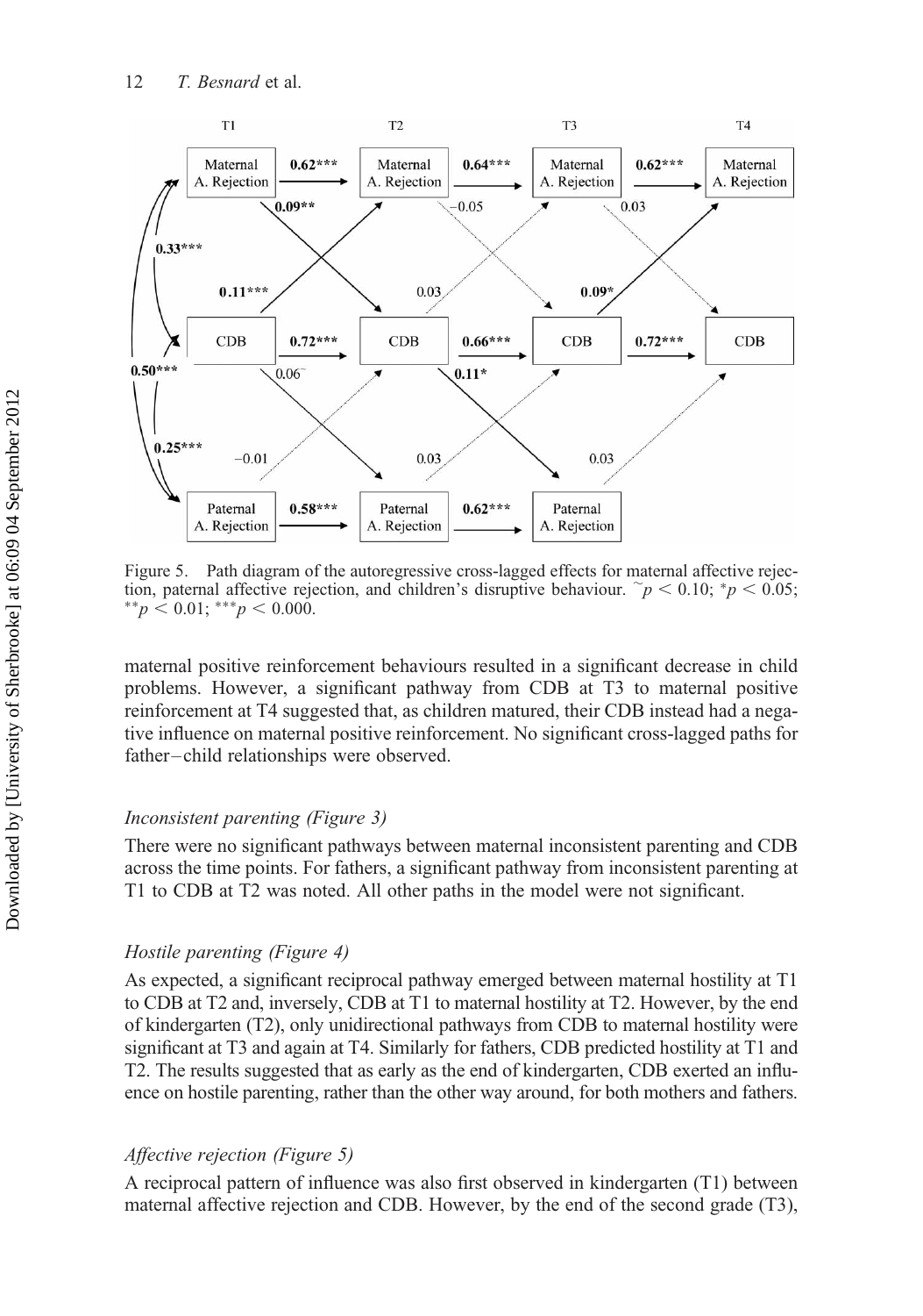Figure 5. Path diagram of the autoregressive cross-lagged effects for maternal affective rejection, paternal affective rejection, and children's disruptive behaviour. $\tilde{}p < 0.10$; $^{*}p < 0.05$; $^{**}p < 0.01$; $^{***}p < 0.000$.

maternal positive reinforcement behaviours resulted in a significant decrease in child problems. However, a significant pathway from CDB at T3 to maternal positive reinforcement at T4 suggested that, as children matured, their CDB instead had a negative influence on maternal positive reinforcement. No significant cross-lagged paths for father–child relationships were observed.

### *Inconsistent parenting (Figure 3)*

There were no significant pathways between maternal inconsistent parenting and CDB across the time points. For fathers, a significant pathway from inconsistent parenting at T1 to CDB at T2 was noted. All other paths in the model were not significant.

### *Hostile parenting (Figure 4)*

As expected, a significant reciprocal pathway emerged between maternal hostility at T1 to CDB at T2 and, inversely, CDB at T1 to maternal hostility at T2. However, by the end of kindergarten (T2), only unidirectional pathways from CDB to maternal hostility were significant at T3 and again at T4. Similarly for fathers, CDB predicted hostility at T1 and T2. The results suggested that as early as the end of kindergarten, CDB exerted an influence on hostile parenting, rather than the other way around, for both mothers and fathers.

### *Affective rejection (Figure 5)*

A reciprocal pattern of influence was also first observed in kindergarten (T1) between maternal affective rejection and CDB. However, by the end of the second grade (T3),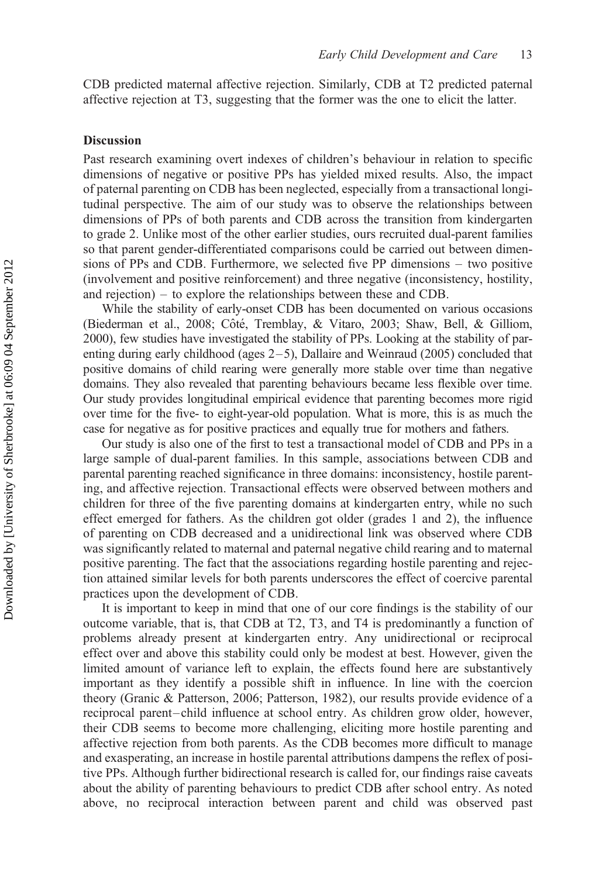CDB predicted maternal affective rejection. Similarly, CDB at T2 predicted paternal affective rejection at T3, suggesting that the former was the one to elicit the latter.

## Discussion

Past research examining overt indexes of children's behaviour in relation to specific dimensions of negative or positive PPs has yielded mixed results. Also, the impact of paternal parenting on CDB has been neglected, especially from a transactional longitudinal perspective. The aim of our study was to observe the relationships between dimensions of PPs of both parents and CDB across the transition from kindergarten to grade 2. Unlike most of the other earlier studies, ours recruited dual-parent families so that parent gender-differentiated comparisons could be carried out between dimensions of PPs and CDB. Furthermore, we selected five PP dimensions – two positive (involvement and positive reinforcement) and three negative (inconsistency, hostility, and rejection) – to explore the relationships between these and CDB.

While the stability of early-onset CDB has been documented on various occasions (Biederman et al., 2008; Côté, Tremblay, & Vitaro, 2003; Shaw, Bell, & Gilliom, 2000), few studies have investigated the stability of PPs. Looking at the stability of parenting during early childhood (ages 2–5), Dallaire and Weinraud (2005) concluded that positive domains of child rearing were generally more stable over time than negative domains. They also revealed that parenting behaviours became less flexible over time. Our study provides longitudinal empirical evidence that parenting becomes more rigid over time for the five- to eight-year-old population. What is more, this is as much the case for negative as for positive practices and equally true for mothers and fathers.

Our study is also one of the first to test a transactional model of CDB and PPs in a large sample of dual-parent families. In this sample, associations between CDB and parental parenting reached significance in three domains: inconsistency, hostile parenting, and affective rejection. Transactional effects were observed between mothers and children for three of the five parenting domains at kindergarten entry, while no such effect emerged for fathers. As the children got older (grades 1 and 2), the influence of parenting on CDB decreased and a unidirectional link was observed where CDB was significantly related to maternal and paternal negative child rearing and to maternal positive parenting. The fact that the associations regarding hostile parenting and rejection attained similar levels for both parents underscores the effect of coercive parental practices upon the development of CDB.

It is important to keep in mind that one of our core findings is the stability of our outcome variable, that is, that CDB at T2, T3, and T4 is predominantly a function of problems already present at kindergarten entry. Any unidirectional or reciprocal effect over and above this stability could only be modest at best. However, given the limited amount of variance left to explain, the effects found here are substantively important as they identify a possible shift in influence. In line with the coercion theory (Granic & Patterson, 2006; Patterson, 1982), our results provide evidence of a reciprocal parent–child influence at school entry. As children grow older, however, their CDB seems to become more challenging, eliciting more hostile parenting and affective rejection from both parents. As the CDB becomes more difficult to manage and exasperating, an increase in hostile parental attributions dampens the reflex of positive PPs. Although further bidirectional research is called for, our findings raise caveats about the ability of parenting behaviours to predict CDB after school entry. As noted above, no reciprocal interaction between parent and child was observed past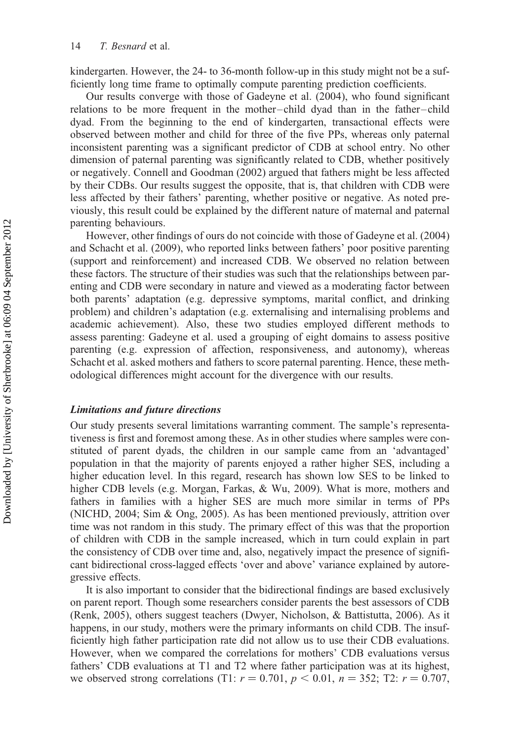kindergarten. However, the 24- to 36-month follow-up in this study might not be a sufficiently long time frame to optimally compute parenting prediction coefficients.

Our results converge with those of Gadeyne et al. (2004), who found significant relations to be more frequent in the mother–child dyad than in the father–child dyad. From the beginning to the end of kindergarten, transactional effects were observed between mother and child for three of the five PPs, whereas only paternal inconsistent parenting was a significant predictor of CDB at school entry. No other dimension of paternal parenting was significantly related to CDB, whether positively or negatively. Connell and Goodman (2002) argued that fathers might be less affected by their CDBs. Our results suggest the opposite, that is, that children with CDB were less affected by their fathers' parenting, whether positive or negative. As noted previously, this result could be explained by the different nature of maternal and paternal parenting behaviours.

However, other findings of ours do not coincide with those of Gadeyne et al. (2004) and Schacht et al. (2009), who reported links between fathers' poor positive parenting (support and reinforcement) and increased CDB. We observed no relation between these factors. The structure of their studies was such that the relationships between parenting and CDB were secondary in nature and viewed as a moderating factor between both parents' adaptation (e.g. depressive symptoms, marital conflict, and drinking problem) and children's adaptation (e.g. externalising and internalising problems and academic achievement). Also, these two studies employed different methods to assess parenting: Gadeyne et al. used a grouping of eight domains to assess positive parenting (e.g. expression of affection, responsiveness, and autonomy), whereas Schacht et al. asked mothers and fathers to score paternal parenting. Hence, these methodological differences might account for the divergence with our results.

### *Limitations and future directions*

Our study presents several limitations warranting comment. The sample's representativeness is first and foremost among these. As in other studies where samples were constituted of parent dyads, the children in our sample came from an 'advantaged' population in that the majority of parents enjoyed a rather higher SES, including a higher education level. In this regard, research has shown low SES to be linked to higher CDB levels (e.g. Morgan, Farkas, & Wu, 2009). What is more, mothers and fathers in families with a higher SES are much more similar in terms of PPs (NICHD, 2004; Sim & Ong, 2005). As has been mentioned previously, attrition over time was not random in this study. The primary effect of this was that the proportion of children with CDB in the sample increased, which in turn could explain in part the consistency of CDB over time and, also, negatively impact the presence of significant bidirectional cross-lagged effects 'over and above' variance explained by autoregressive effects.

It is also important to consider that the bidirectional findings are based exclusively on parent report. Though some researchers consider parents the best assessors of CDB (Renk, 2005), others suggest teachers (Dwyer, Nicholson, & Battistutta, 2006). As it happens, in our study, mothers were the primary informants on child CDB. The insufficiently high father participation rate did not allow us to use their CDB evaluations. However, when we compared the correlations for mothers' CDB evaluations versus fathers' CDB evaluations at T1 and T2 where father participation was at its highest, we observed strong correlations (T1: $r = 0.701$, $p < 0.01$, $n = 352$; T2: $r = 0.707$,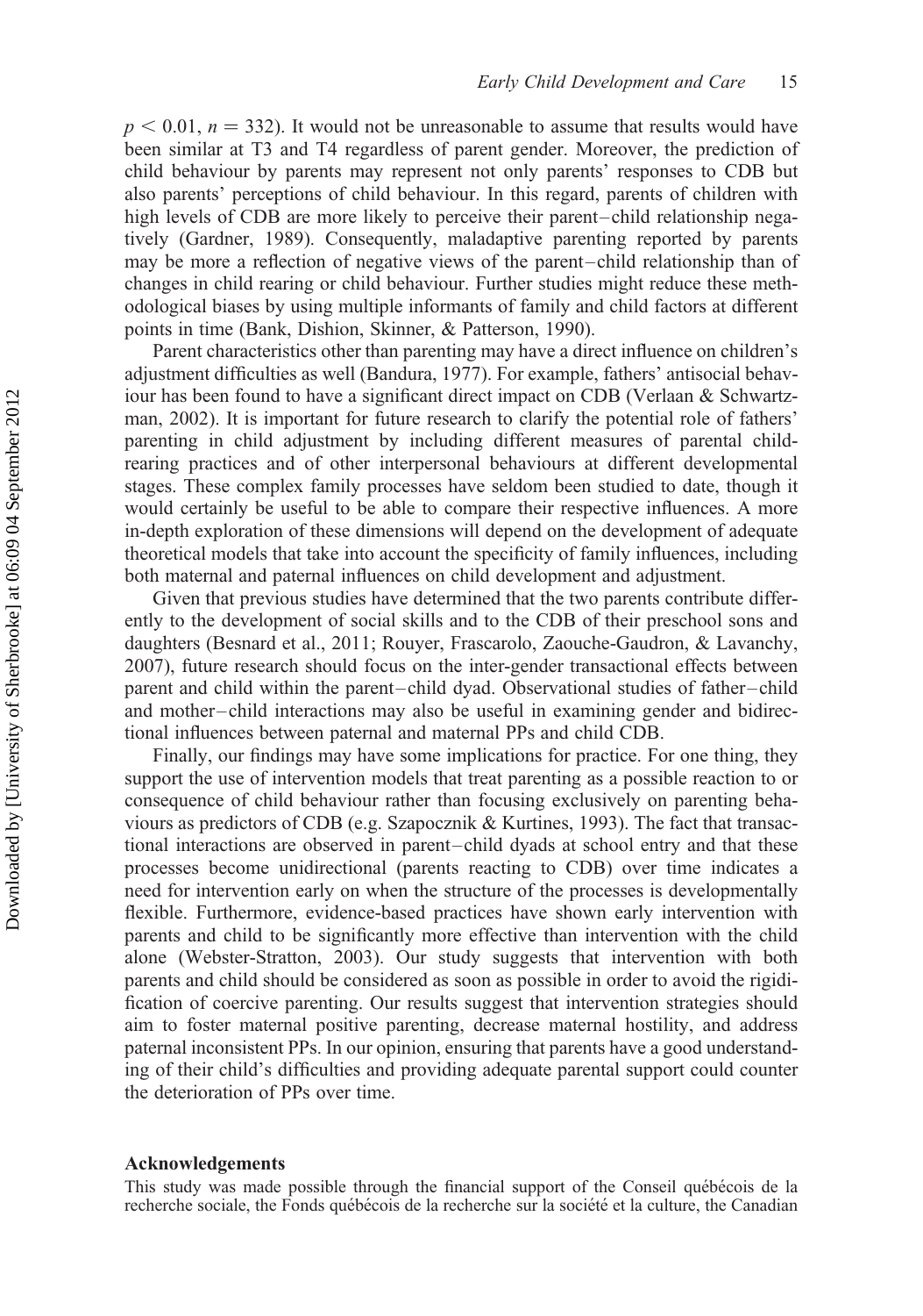$p < 0.01$, $n = 332$). It would not be unreasonable to assume that results would have been similar at T3 and T4 regardless of parent gender. Moreover, the prediction of child behaviour by parents may represent not only parents' responses to CDB but also parents' perceptions of child behaviour. In this regard, parents of children with high levels of CDB are more likely to perceive their parent–child relationship negatively (Gardner, 1989). Consequently, maladaptive parenting reported by parents may be more a reflection of negative views of the parent–child relationship than of changes in child rearing or child behaviour. Further studies might reduce these methodological biases by using multiple informants of family and child factors at different points in time (Bank, Dishion, Skinner, & Patterson, 1990).

Parent characteristics other than parenting may have a direct influence on children's adjustment difficulties as well (Bandura, 1977). For example, fathers' antisocial behaviour has been found to have a significant direct impact on CDB (Verlaan & Schwartzman, 2002). It is important for future research to clarify the potential role of fathers' parenting in child adjustment by including different measures of parental child-rearing practices and of other interpersonal behaviours at different developmental stages. These complex family processes have seldom been studied to date, though it would certainly be useful to be able to compare their respective influences. A more in-depth exploration of these dimensions will depend on the development of adequate theoretical models that take into account the specificity of family influences, including both maternal and paternal influences on child development and adjustment.

Given that previous studies have determined that the two parents contribute differently to the development of social skills and to the CDB of their preschool sons and daughters (Besnard et al., 2011; Rouyer, Frascarolo, Zaouche-Gaudron, & Lavanchy, 2007), future research should focus on the inter-gender transactional effects between parent and child within the parent–child dyad. Observational studies of father–child and mother–child interactions may also be useful in examining gender and bidirectional influences between paternal and maternal PPs and child CDB.

Finally, our findings may have some implications for practice. For one thing, they support the use of intervention models that treat parenting as a possible reaction to or consequence of child behaviour rather than focusing exclusively on parenting behaviours as predictors of CDB (e.g. Szapocznik & Kurtines, 1993). The fact that transactional interactions are observed in parent–child dyads at school entry and that these processes become unidirectional (parents reacting to CDB) over time indicates a need for intervention early on when the structure of the processes is developmentally flexible. Furthermore, evidence-based practices have shown early intervention with parents and child to be significantly more effective than intervention with the child alone (Webster-Stratton, 2003). Our study suggests that intervention with both parents and child should be considered as soon as possible in order to avoid the rigidification of coercive parenting. Our results suggest that intervention strategies should aim to foster maternal positive parenting, decrease maternal hostility, and address paternal inconsistent PPs. In our opinion, ensuring that parents have a good understanding of their child's difficulties and providing adequate parental support could counter the deterioration of PPs over time.

## Acknowledgements

This study was made possible through the financial support of the Conseil québécois de la recherche sociale, the Fonds québécois de la recherche sur la société et la culture, the Canadian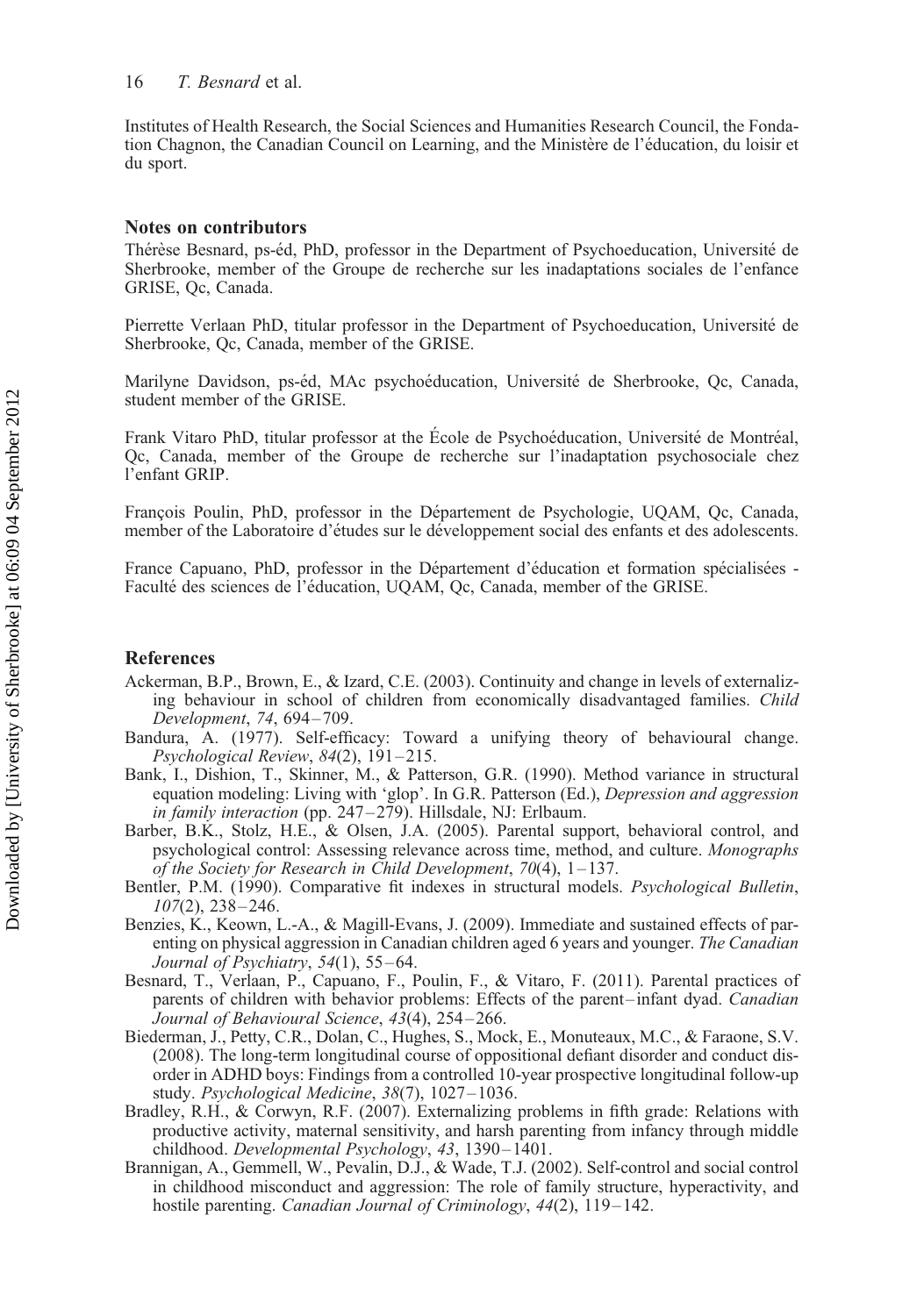Institutes of Health Research, the Social Sciences and Humanities Research Council, the Fondation Chagnon, the Canadian Council on Learning, and the Ministère de l'éducation, du loisir et du sport.

## Notes on contributors

Thérèse Besnard, ps-éd, PhD, professor in the Department of Psychoeducation, Université de Sherbrooke, member of the Groupe de recherche sur les inadaptations sociales de l'enfance GRISE, Qc, Canada.

Pierrette Verlaan PhD, titular professor in the Department of Psychoeducation, Université de Sherbrooke, Qc, Canada, member of the GRISE.

Marilyne Davidson, ps-éd, MAc psychoéducation, Université de Sherbrooke, Qc, Canada, student member of the GRISE.

Frank Vitaro PhD, titular professor at the École de Psychoéducation, Université de Montréal, Qc, Canada, member of the Groupe de recherche sur l'inadaptation psychosociale chez l'enfant GRIP.

François Poulin, PhD, professor in the Département de Psychologie, UQAM, Qc, Canada, member of the Laboratoire d'études sur le développement social des enfants et des adolescents.

France Capuano, PhD, professor in the Département d'éducation et formation spécialisées - Faculté des sciences de l'éducation, UQAM, Qc, Canada, member of the GRISE.

## References

Ackerman, B.P., Brown, E., & Izard, C.E. (2003). Continuity and change in levels of externalizing behaviour in school of children from economically disadvantaged families. *Child Development*, *74*, 694–709.

Bandura, A. (1977). Self-efficacy: Toward a unifying theory of behavioural change. *Psychological Review*, *84*(2), 191–215.

Bank, I., Dishion, T., Skinner, M., & Patterson, G.R. (1990). Method variance in structural equation modeling: Living with 'glop'. In G.R. Patterson (Ed.), *Depression and aggression in family interaction* (pp. 247–279). Hillsdale, NJ: Erlbaum.

Barber, B.K., Stolz, H.E., & Olsen, J.A. (2005). Parental support, behavioral control, and psychological control: Assessing relevance across time, method, and culture. *Monographs of the Society for Research in Child Development*, *70*(4), 1–137.

Bentler, P.M. (1990). Comparative fit indexes in structural models. *Psychological Bulletin*, *107*(2), 238–246.

Benzies, K., Keown, L.-A., & Magill-Evans, J. (2009). Immediate and sustained effects of parenting on physical aggression in Canadian children aged 6 years and younger. *The Canadian Journal of Psychiatry*, *54*(1), 55–64.

Besnard, T., Verlaan, P., Capuano, F., Poulin, F., & Vitaro, F. (2011). Parental practices of parents of children with behavior problems: Effects of the parent–infant dyad. *Canadian Journal of Behavioural Science*, *43*(4), 254–266.

Biederman, J., Petty, C.R., Dolan, C., Hughes, S., Mock, E., Monuteaux, M.C., & Faraone, S.V. (2008). The long-term longitudinal course of oppositional defiant disorder and conduct disorder in ADHD boys: Findings from a controlled 10-year prospective longitudinal follow-up study. *Psychological Medicine*, *38*(7), 1027–1036.

Bradley, R.H., & Corwyn, R.F. (2007). Externalizing problems in fifth grade: Relations with productive activity, maternal sensitivity, and harsh parenting from infancy through middle childhood. *Developmental Psychology*, *43*, 1390–1401.

Brannigan, A., Gemmell, W., Pevalin, D.J., & Wade, T.J. (2002). Self-control and social control in childhood misconduct and aggression: The role of family structure, hyperactivity, and hostile parenting. *Canadian Journal of Criminology*, *44*(2), 119–142.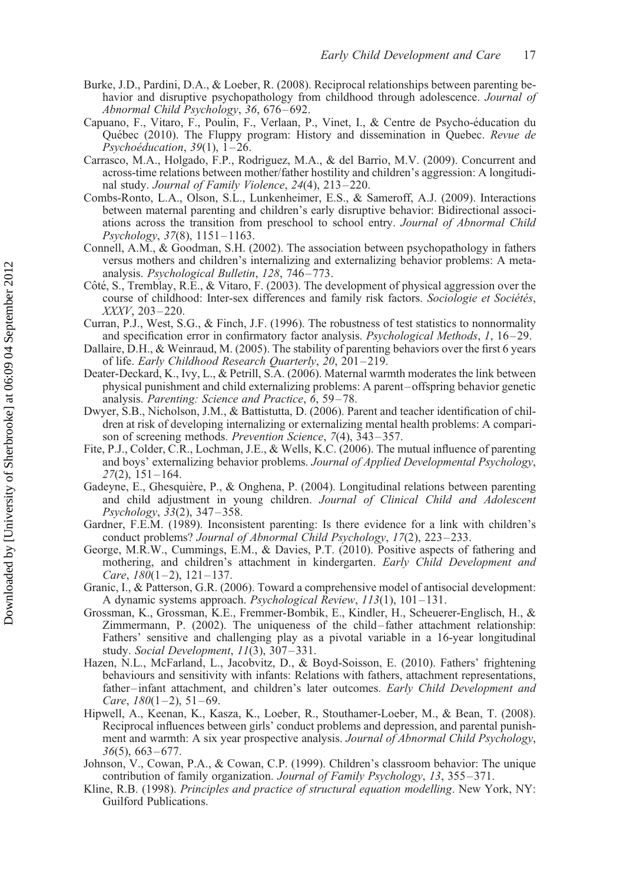Burke, J.D., Pardini, D.A., & Loeber, R. (2008). Reciprocal relationships between parenting behavior and disruptive psychopathology from childhood through adolescence. *Journal of Abnormal Child Psychology*, *36*, 676–692.

Capuano, F., Vitaro, F., Poulin, F., Verlaan, P., Vinet, I., & Centre de Psycho-éducation du Québec (2010). The Fluppy program: History and dissemination in Quebec. *Revue de Psychoéducation*, *39*(1), 1–26.

Carrasco, M.A., Holgado, F.P., Rodriguez, M.A., & del Barrio, M.V. (2009). Concurrent and across-time relations between mother/father hostility and children's aggression: A longitudinal study. *Journal of Family Violence*, *24*(4), 213–220.

Combs-Ronto, L.A., Olson, S.L., Lunkenheimer, E.S., & Sameroff, A.J. (2009). Interactions between maternal parenting and children's early disruptive behavior: Bidirectional associations across the transition from preschool to school entry. *Journal of Abnormal Child Psychology*, *37*(8), 1151–1163.

Connell, A.M., & Goodman, S.H. (2002). The association between psychopathology in fathers versus mothers and children's internalizing and externalizing behavior problems: A meta-analysis. *Psychological Bulletin*, *128*, 746–773.

Côté, S., Tremblay, R.E., & Vitaro, F. (2003). The development of physical aggression over the course of childhood: Inter-sex differences and family risk factors. *Sociologie et Sociétés*, *XXXV*, 203–220.

Curran, P.J., West, S.G., & Finch, J.F. (1996). The robustness of test statistics to nonnormality and specification error in confirmatory factor analysis. *Psychological Methods*, *1*, 16–29.

Dallaire, D.H., & Weinraud, M. (2005). The stability of parenting behaviors over the first 6 years of life. *Early Childhood Research Quarterly*, *20*, 201–219.

Deater-Deckard, K., Ivy, L., & Petrill, S.A. (2006). Maternal warmth moderates the link between physical punishment and child externalizing problems: A parent–offspring behavior genetic analysis. *Parenting: Science and Practice*, *6*, 59–78.

Dwyer, S.B., Nicholson, J.M., & Battistutta, D. (2006). Parent and teacher identification of children at risk of developing internalizing or externalizing mental health problems: A comparison of screening methods. *Prevention Science*, *7*(4), 343–357.

Fite, P.J., Colder, C.R., Lochman, J.E., & Wells, K.C. (2006). The mutual influence of parenting and boys' externalizing behavior problems. *Journal of Applied Developmental Psychology*, *27*(2), 151–164.

Gadeyne, E., Ghesquière, P., & Onghena, P. (2004). Longitudinal relations between parenting and child adjustment in young children. *Journal of Clinical Child and Adolescent Psychology*, *33*(2), 347–358.

Gardner, F.E.M. (1989). Inconsistent parenting: Is there evidence for a link with children's conduct problems? *Journal of Abnormal Child Psychology*, *17*(2), 223–233.

George, M.R.W., Cummings, E.M., & Davies, P.T. (2010). Positive aspects of fathering and mothering, and children's attachment in kindergarten. *Early Child Development and Care*, *180*(1–2), 121–137.

Granic, I., & Patterson, G.R. (2006). Toward a comprehensive model of antisocial development: A dynamic systems approach. *Psychological Review*, *113*(1), 101–131.

Grossman, K., Grossman, K.E., Fremmer-Bombik, E., Kindler, H., Scheuerer-Englisch, H., & Zimmermann, P. (2002). The uniqueness of the child–father attachment relationship: Fathers' sensitive and challenging play as a pivotal variable in a 16-year longitudinal study. *Social Development*, *11*(3), 307–331.

Hazen, N.L., McFarland, L., Jacobvitz, D., & Boyd-Soisson, E. (2010). Fathers' frightening behaviours and sensitivity with infants: Relations with fathers, attachment representations, father–infant attachment, and children's later outcomes. *Early Child Development and Care*, *180*(1–2), 51–69.

Hipwell, A., Keenan, K., Kasza, K., Loeber, R., Stouthamer-Loeber, M., & Bean, T. (2008). Reciprocal influences between girls' conduct problems and depression, and parental punishment and warmth: A six year prospective analysis. *Journal of Abnormal Child Psychology*, *36*(5), 663–677.

Johnson, V., Cowan, P.A., & Cowan, C.P. (1999). Children's classroom behavior: The unique contribution of family organization. *Journal of Family Psychology*, *13*, 355–371.

Kline, R.B. (1998). *Principles and practice of structural equation modelling*. New York, NY: Guilford Publications.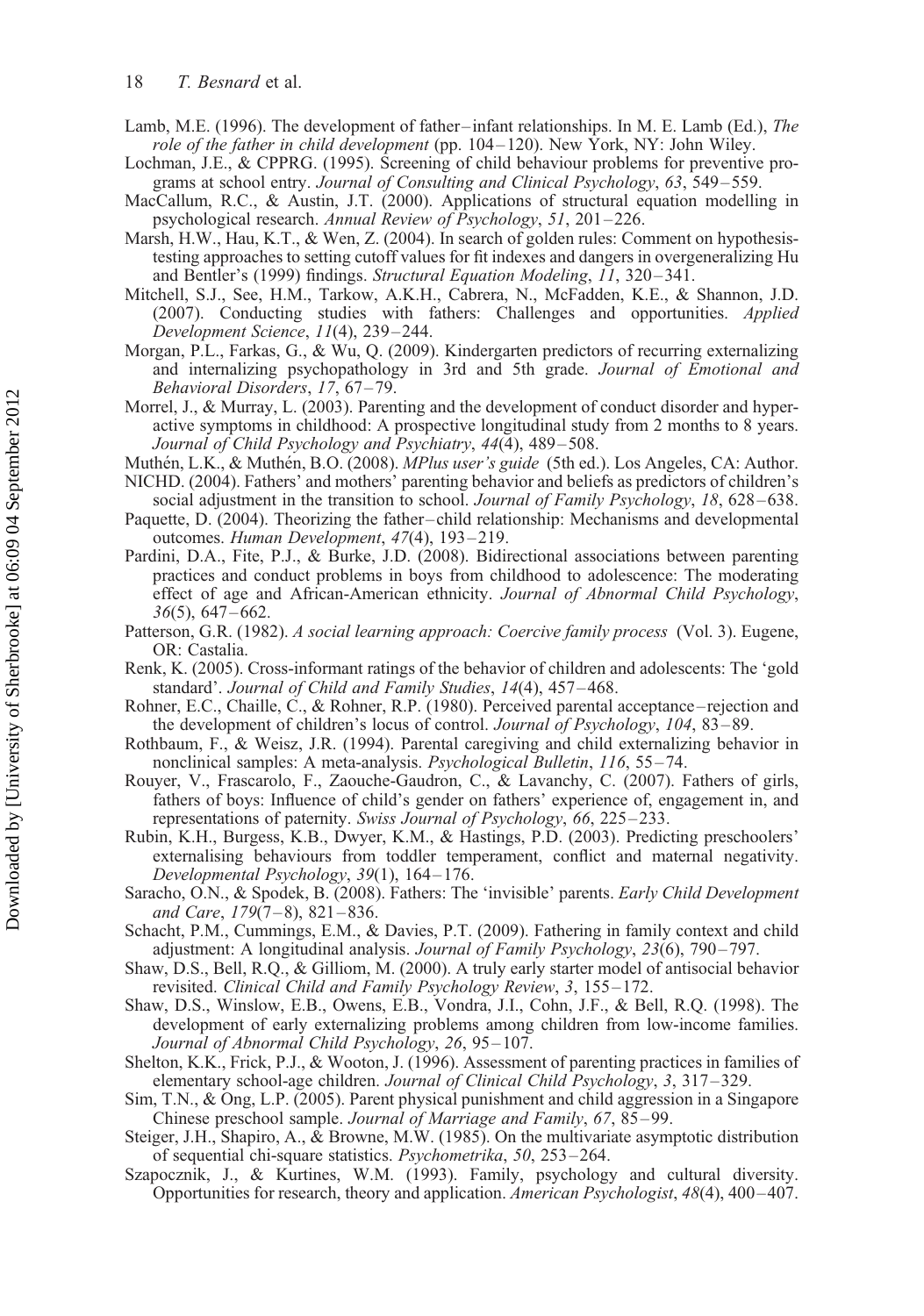Lamb, M.E. (1996). The development of father–infant relationships. In M. E. Lamb (Ed.), *The role of the father in child development* (pp. 104–120). New York, NY: John Wiley.

Lochman, J.E., & CPPRG. (1995). Screening of child behaviour problems for preventive programs at school entry. *Journal of Consulting and Clinical Psychology*, *63*, 549–559.

MacCallum, R.C., & Austin, J.T. (2000). Applications of structural equation modelling in psychological research. *Annual Review of Psychology*, *51*, 201–226.

Marsh, H.W., Hau, K.T., & Wen, Z. (2004). In search of golden rules: Comment on hypothesis-testing approaches to setting cutoff values for fit indexes and dangers in overgeneralizing Hu and Bentler's (1999) findings. *Structural Equation Modeling*, *11*, 320–341.

Mitchell, S.J., See, H.M., Tarkow, A.K.H., Cabrera, N., McFadden, K.E., & Shannon, J.D. (2007). Conducting studies with fathers: Challenges and opportunities. *Applied Development Science*, *11*(4), 239–244.

Morgan, P.L., Farkas, G., & Wu, Q. (2009). Kindergarten predictors of recurring externalizing and internalizing psychopathology in 3rd and 5th grade. *Journal of Emotional and Behavioral Disorders*, *17*, 67–79.

Morrel, J., & Murray, L. (2003). Parenting and the development of conduct disorder and hyperactive symptoms in childhood: A prospective longitudinal study from 2 months to 8 years. *Journal of Child Psychology and Psychiatry*, *44*(4), 489–508.

Muthén, L.K., & Muthén, B.O. (2008). *MPlus user's guide* (5th ed.). Los Angeles, CA: Author.

NICHD. (2004). Fathers' and mothers' parenting behavior and beliefs as predictors of children's social adjustment in the transition to school. *Journal of Family Psychology*, *18*, 628–638.

Paquette, D. (2004). Theorizing the father–child relationship: Mechanisms and developmental outcomes. *Human Development*, *47*(4), 193–219.

Pardini, D.A., Fite, P.J., & Burke, J.D. (2008). Bidirectional associations between parenting practices and conduct problems in boys from childhood to adolescence: The moderating effect of age and African-American ethnicity. *Journal of Abnormal Child Psychology*, *36*(5), 647–662.

Patterson, G.R. (1982). *A social learning approach: Coercive family process* (Vol. 3). Eugene, OR: Castalia.

Renk, K. (2005). Cross-informant ratings of the behavior of children and adolescents: The 'gold standard'. *Journal of Child and Family Studies*, *14*(4), 457–468.

Rohner, E.C., Chaille, C., & Rohner, R.P. (1980). Perceived parental acceptance–rejection and the development of children's locus of control. *Journal of Psychology*, *104*, 83–89.

Rothbaum, F., & Weisz, J.R. (1994). Parental caregiving and child externalizing behavior in nonclinical samples: A meta-analysis. *Psychological Bulletin*, *116*, 55–74.

Rouyer, V., Frascarolo, F., Zaouche-Gaudron, C., & Lavanchy, C. (2007). Fathers of girls, fathers of boys: Influence of child's gender on fathers' experience of, engagement in, and representations of paternity. *Swiss Journal of Psychology*, *66*, 225–233.

Rubin, K.H., Burgess, K.B., Dwyer, K.M., & Hastings, P.D. (2003). Predicting preschoolers' externalising behaviours from toddler temperament, conflict and maternal negativity. *Developmental Psychology*, *39*(1), 164–176.

Saracho, O.N., & Spodek, B. (2008). Fathers: The 'invisible' parents. *Early Child Development and Care*, *179*(7–8), 821–836.

Schacht, P.M., Cummings, E.M., & Davies, P.T. (2009). Fathering in family context and child adjustment: A longitudinal analysis. *Journal of Family Psychology*, *23*(6), 790–797.

Shaw, D.S., Bell, R.Q., & Gilliom, M. (2000). A truly early starter model of antisocial behavior revisited. *Clinical Child and Family Psychology Review*, *3*, 155–172.

Shaw, D.S., Winslow, E.B., Owens, E.B., Vondra, J.I., Cohn, J.F., & Bell, R.Q. (1998). The development of early externalizing problems among children from low-income families. *Journal of Abnormal Child Psychology*, *26*, 95–107.

Shelton, K.K., Frick, P.J., & Wooton, J. (1996). Assessment of parenting practices in families of elementary school-age children. *Journal of Clinical Child Psychology*, *3*, 317–329.

Sim, T.N., & Ong, L.P. (2005). Parent physical punishment and child aggression in a Singapore Chinese preschool sample. *Journal of Marriage and Family*, *67*, 85–99.

Steiger, J.H., Shapiro, A., & Browne, M.W. (1985). On the multivariate asymptotic distribution of sequential chi-square statistics. *Psychometrika*, *50*, 253–264.

Szapocznik, J., & Kurtines, W.M. (1993). Family, psychology and cultural diversity. Opportunities for research, theory and application. *American Psychologist*, *48*(4), 400–407.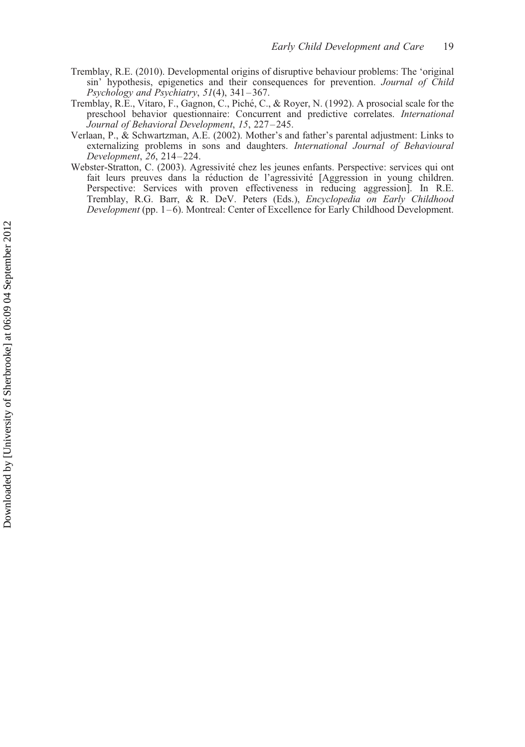Tremblay, R.E. (2010). Developmental origins of disruptive behaviour problems: The 'original sin' hypothesis, epigenetics and their consequences for prevention. *Journal of Child Psychology and Psychiatry*, *51*(4), 341–367.

Tremblay, R.E., Vitaro, F., Gagnon, C., Piché, C., & Royer, N. (1992). A prosocial scale for the preschool behavior questionnaire: Concurrent and predictive correlates. *International Journal of Behavioral Development*, *15*, 227–245.

Verlaan, P., & Schwartzman, A.E. (2002). Mother's and father's parental adjustment: Links to externalizing problems in sons and daughters. *International Journal of Behavioural Development*, *26*, 214–224.

Webster-Stratton, C. (2003). Agressivité chez les jeunes enfants. Perspective: services qui ont fait leurs preuves dans la réduction de l'agressivité [Aggression in young children. Perspective: Services with proven effectiveness in reducing aggression]. In R.E. Tremblay, R.G. Barr, & R. DeV. Peters (Eds.), *Encyclopedia on Early Childhood Development* (pp. 1–6). Montreal: Center of Excellence for Early Childhood Development.